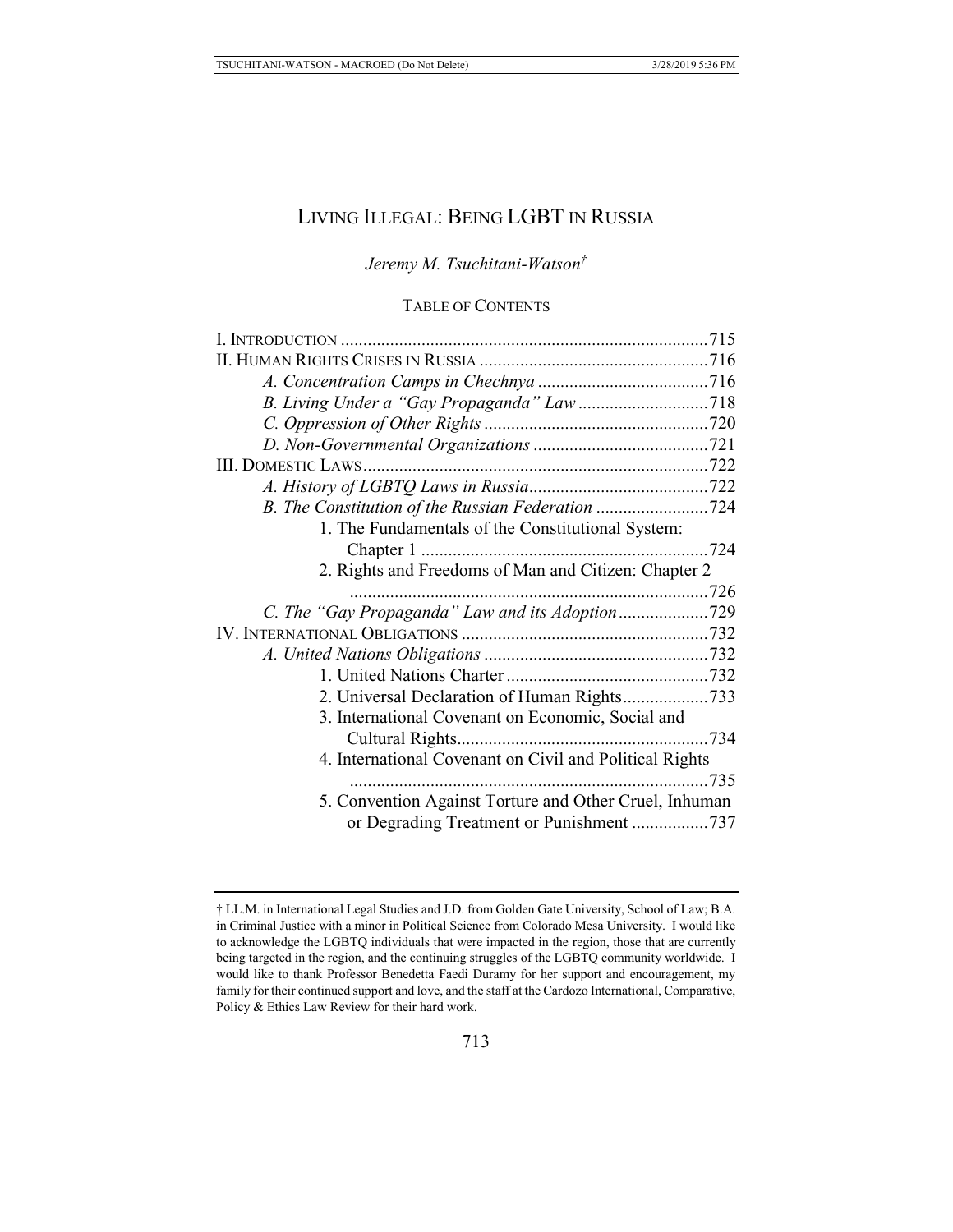# LIVING ILLEGAL: BEING LGBT IN RUSSIA

*Jeremy M. Tsuchitani-Watson*[†]

TABLE OF CONTENTS

I. INTRODUCTION .......... 715
II. HUMAN RIGHTS CRISES IN RUSSIA .......... 716
  *A. Concentration Camps in Chechnya* .......... 716
  *B. Living Under a "Gay Propaganda" Law* .......... 718
  *C. Oppression of Other Rights* .......... 720
  *D. Non-Governmental Organizations* .......... 721
III. DOMESTIC LAWS .......... 722
  *A. History of LGBTQ Laws in Russia* .......... 722
  *B. The Constitution of the Russian Federation* .......... 724
    1. The Fundamentals of the Constitutional System: Chapter 1 .......... 724
    2. Rights and Freedoms of Man and Citizen: Chapter 2 .......... 726
  *C. The "Gay Propaganda" Law and its Adoption* .......... 729
IV. INTERNATIONAL OBLIGATIONS .......... 732
  *A. United Nations Obligations* .......... 732
    1. United Nations Charter .......... 732
    2. Universal Declaration of Human Rights .......... 733
    3. International Covenant on Economic, Social and Cultural Rights .......... 734
    4. International Covenant on Civil and Political Rights .......... 735
    5. Convention Against Torture and Other Cruel, Inhuman or Degrading Treatment or Punishment .......... 737

---

† LL.M. in International Legal Studies and J.D. from Golden Gate University, School of Law; B.A. in Criminal Justice with a minor in Political Science from Colorado Mesa University. I would like to acknowledge the LGBTQ individuals that were impacted in the region, those that are currently being targeted in the region, and the continuing struggles of the LGBTQ community worldwide. I would like to thank Professor Benedetta Faedi Duramy for her support and encouragement, my family for their continued support and love, and the staff at the Cardozo International, Comparative, Policy & Ethics Law Review for their hard work.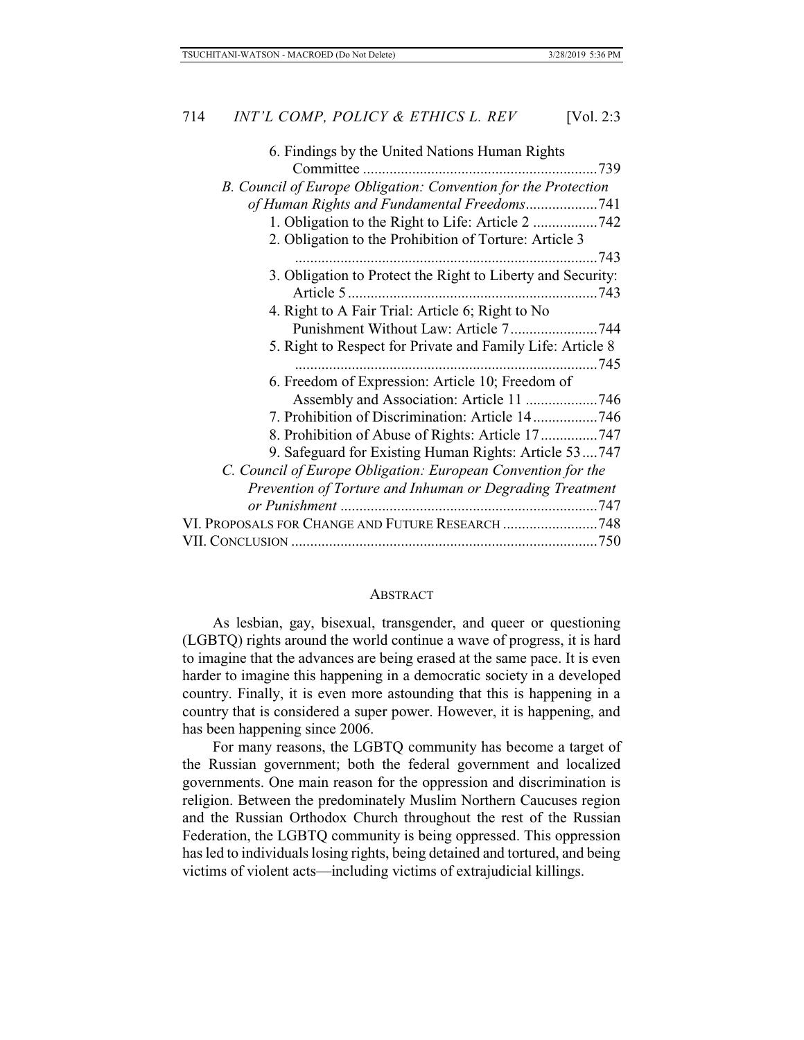6. Findings by the United Nations Human Rights Committee .............................................................739

*B. Council of Europe Obligation: Convention for the Protection of Human Rights and Fundamental Freedoms*...................741

1. Obligation to the Right to Life: Article 2 .................742

2. Obligation to the Prohibition of Torture: Article 3 ................................................................................743

3. Obligation to Protect the Right to Liberty and Security: Article 5 ..................................................................743

4. Right to A Fair Trial: Article 6; Right to No Punishment Without Law: Article 7.......................744

5. Right to Respect for Private and Family Life: Article 8 ................................................................................745

6. Freedom of Expression: Article 10; Freedom of Assembly and Association: Article 11 ...................746

7. Prohibition of Discrimination: Article 14.................746

8. Prohibition of Abuse of Rights: Article 17...............747

9. Safeguard for Existing Human Rights: Article 53....747

*C. Council of Europe Obligation: European Convention for the Prevention of Torture and Inhuman or Degrading Treatment or Punishment* ...................................................................747

VI. PROPOSALS FOR CHANGE AND FUTURE RESEARCH .........................748

VII. CONCLUSION ................................................................................750

## ABSTRACT

As lesbian, gay, bisexual, transgender, and queer or questioning (LGBTQ) rights around the world continue a wave of progress, it is hard to imagine that the advances are being erased at the same pace. It is even harder to imagine this happening in a democratic society in a developed country. Finally, it is even more astounding that this is happening in a country that is considered a super power. However, it is happening, and has been happening since 2006.

For many reasons, the LGBTQ community has become a target of the Russian government; both the federal government and localized governments. One main reason for the oppression and discrimination is religion. Between the predominately Muslim Northern Caucuses region and the Russian Orthodox Church throughout the rest of the Russian Federation, the LGBTQ community is being oppressed. This oppression has led to individuals losing rights, being detained and tortured, and being victims of violent acts—including victims of extrajudicial killings.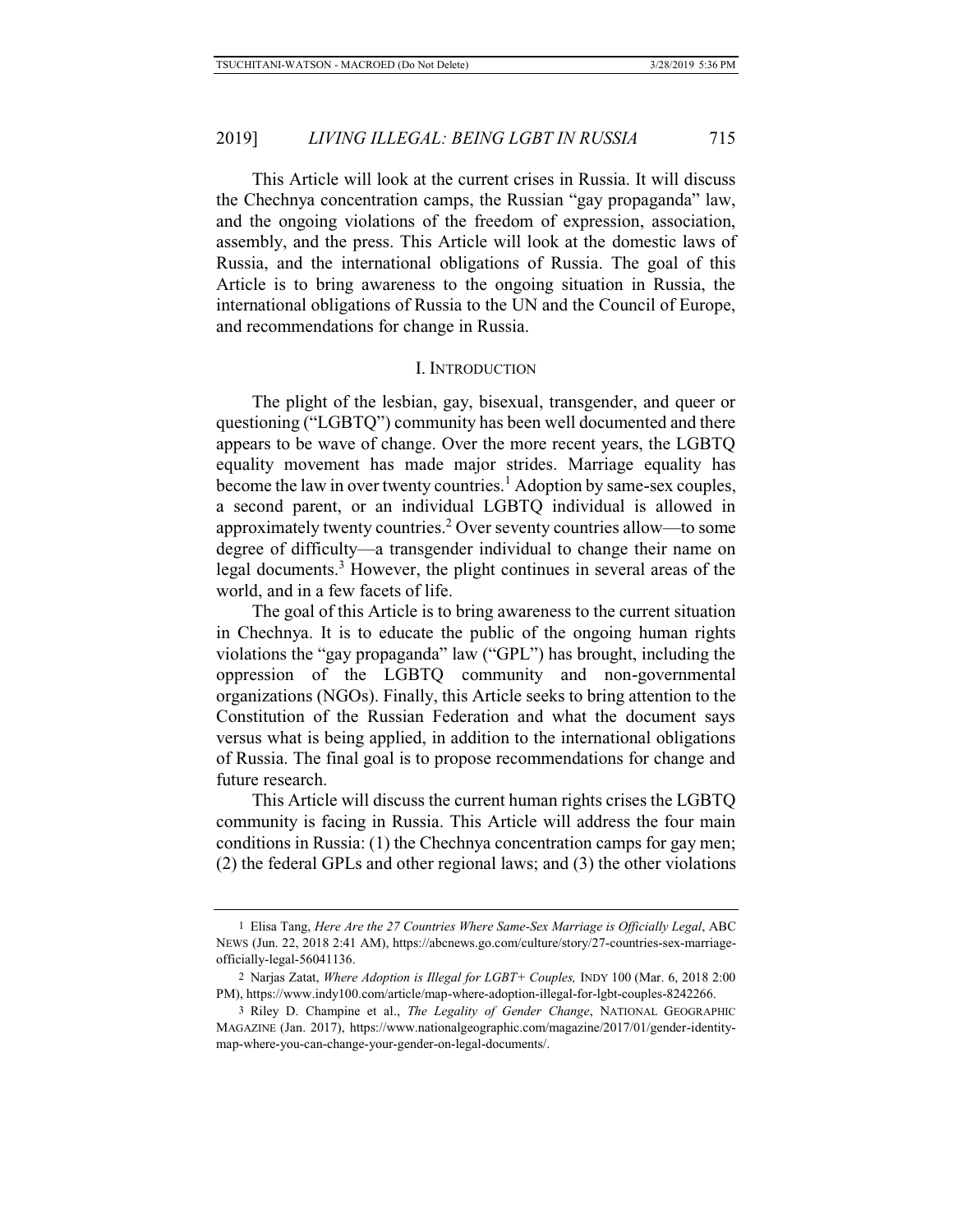This Article will look at the current crises in Russia. It will discuss the Chechnya concentration camps, the Russian "gay propaganda" law, and the ongoing violations of the freedom of expression, association, assembly, and the press. This Article will look at the domestic laws of Russia, and the international obligations of Russia. The goal of this Article is to bring awareness to the ongoing situation in Russia, the international obligations of Russia to the UN and the Council of Europe, and recommendations for change in Russia.

## I. INTRODUCTION

The plight of the lesbian, gay, bisexual, transgender, and queer or questioning ("LGBTQ") community has been well documented and there appears to be wave of change. Over the more recent years, the LGBTQ equality movement has made major strides. Marriage equality has become the law in over twenty countries.[1] Adoption by same-sex couples, a second parent, or an individual LGBTQ individual is allowed in approximately twenty countries.[2] Over seventy countries allow—to some degree of difficulty—a transgender individual to change their name on legal documents.[3] However, the plight continues in several areas of the world, and in a few facets of life.

The goal of this Article is to bring awareness to the current situation in Chechnya. It is to educate the public of the ongoing human rights violations the "gay propaganda" law ("GPL") has brought, including the oppression of the LGBTQ community and non-governmental organizations (NGOs). Finally, this Article seeks to bring attention to the Constitution of the Russian Federation and what the document says versus what is being applied, in addition to the international obligations of Russia. The final goal is to propose recommendations for change and future research.

This Article will discuss the current human rights crises the LGBTQ community is facing in Russia. This Article will address the four main conditions in Russia: (1) the Chechnya concentration camps for gay men; (2) the federal GPLs and other regional laws; and (3) the other violations

---

1 Elisa Tang, *Here Are the 27 Countries Where Same-Sex Marriage is Officially Legal*, ABC NEWS (Jun. 22, 2018 2:41 AM), https://abcnews.go.com/culture/story/27-countries-sex-marriage-officially-legal-56041136.

2 Narjas Zatat, *Where Adoption is Illegal for LGBT+ Couples,* INDY 100 (Mar. 6, 2018 2:00 PM), https://www.indy100.com/article/map-where-adoption-illegal-for-lgbt-couples-8242266.

3 Riley D. Champine et al., *The Legality of Gender Change*, NATIONAL GEOGRAPHIC MAGAZINE (Jan. 2017), https://www.nationalgeographic.com/magazine/2017/01/gender-identity-map-where-you-can-change-your-gender-on-legal-documents/.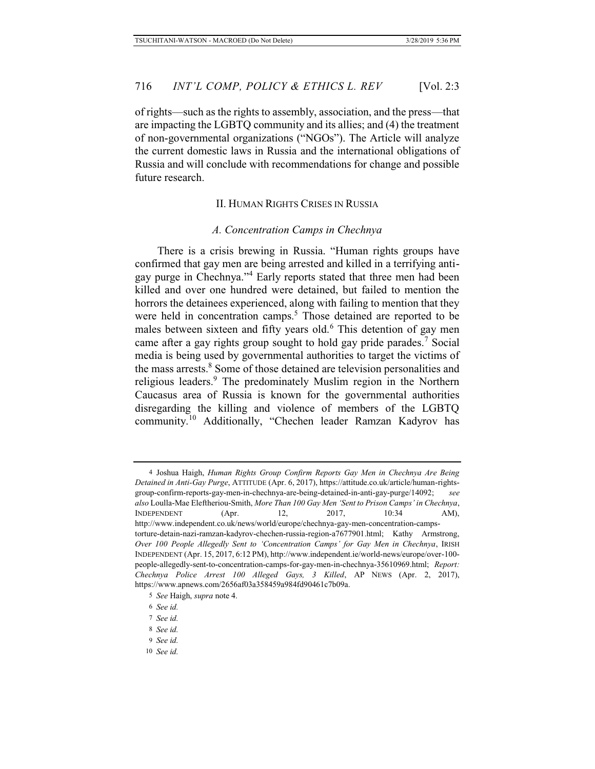of rights—such as the rights to assembly, association, and the press—that are impacting the LGBTQ community and its allies; and (4) the treatment of non-governmental organizations ("NGOs"). The Article will analyze the current domestic laws in Russia and the international obligations of Russia and will conclude with recommendations for change and possible future research.

## II. Human Rights Crises in Russia

### *A. Concentration Camps in Chechnya*

There is a crisis brewing in Russia. "Human rights groups have confirmed that gay men are being arrested and killed in a terrifying anti-gay purge in Chechnya."[4] Early reports stated that three men had been killed and over one hundred were detained, but failed to mention the horrors the detainees experienced, along with failing to mention that they were held in concentration camps.[5] Those detained are reported to be males between sixteen and fifty years old.[6] This detention of gay men came after a gay rights group sought to hold gay pride parades.[7] Social media is being used by governmental authorities to target the victims of the mass arrests.[8] Some of those detained are television personalities and religious leaders.[9] The predominately Muslim region in the Northern Caucasus area of Russia is known for the governmental authorities disregarding the killing and violence of members of the LGBTQ community.[10] Additionally, "Chechen leader Ramzan Kadyrov has

---

4 Joshua Haigh, *Human Rights Group Confirm Reports Gay Men in Chechnya Are Being Detained in Anti-Gay Purge*, ATTITUDE (Apr. 6, 2017), https://attitude.co.uk/article/human-rights-group-confirm-reports-gay-men-in-chechnya-are-being-detained-in-anti-gay-purge/14092; *see also* Loulla-Mae Eleftheriou-Smith, *More Than 100 Gay Men 'Sent to Prison Camps' in Chechnya*, INDEPENDENT (Apr. 12, 2017, 10:34 AM), http://www.independent.co.uk/news/world/europe/chechnya-gay-men-concentration-camps-torture-detain-nazi-ramzan-kadyrov-chechen-russia-region-a7677901.html; Kathy Armstrong, *Over 100 People Allegedly Sent to 'Concentration Camps' for Gay Men in Chechnya*, IRISH INDEPENDENT (Apr. 15, 2017, 6:12 PM), http://www.independent.ie/world-news/europe/over-100-people-allegedly-sent-to-concentration-camps-for-gay-men-in-chechnya-35610969.html; *Report: Chechnya Police Arrest 100 Alleged Gays, 3 Killed*, AP NEWS (Apr. 2, 2017), https://www.apnews.com/2656af03a358459a984fd90461c7b09a.

5 *See* Haigh, *supra* note 4.

6 *See id.*

7 *See id.*

8 *See id.*

9 *See id.*

10 *See id.*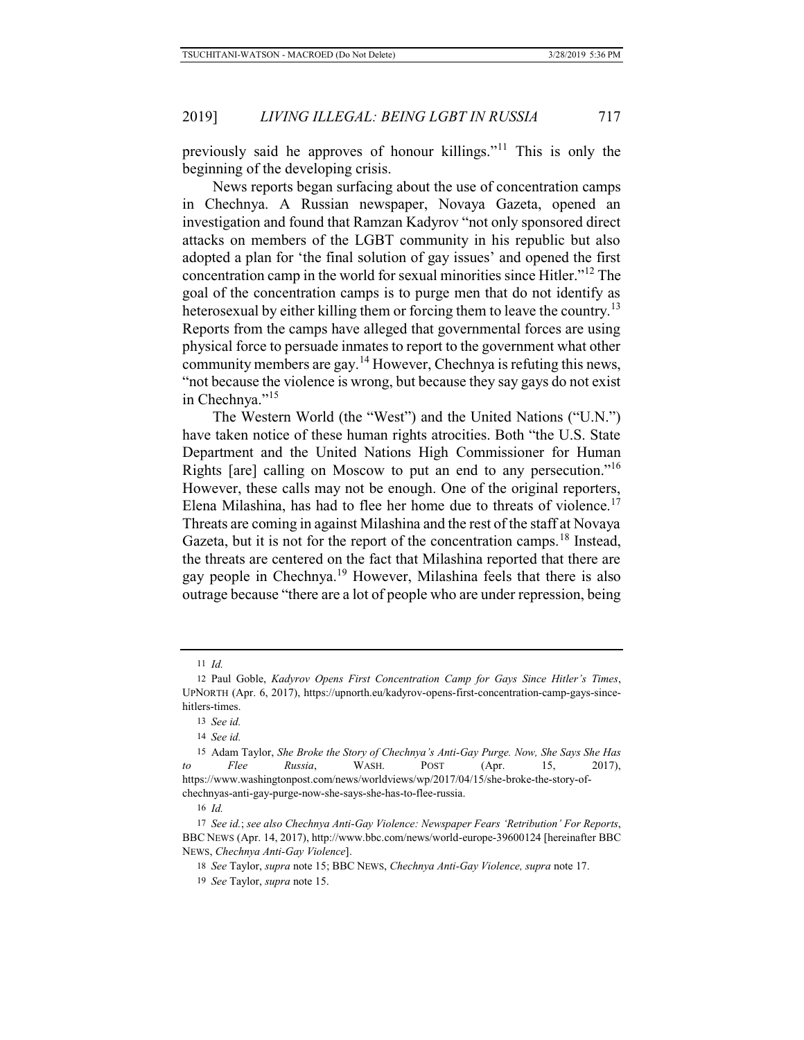previously said he approves of honour killings."[11] This is only the beginning of the developing crisis.

News reports began surfacing about the use of concentration camps in Chechnya. A Russian newspaper, Novaya Gazeta, opened an investigation and found that Ramzan Kadyrov "not only sponsored direct attacks on members of the LGBT community in his republic but also adopted a plan for 'the final solution of gay issues' and opened the first concentration camp in the world for sexual minorities since Hitler."[12] The goal of the concentration camps is to purge men that do not identify as heterosexual by either killing them or forcing them to leave the country.[13] Reports from the camps have alleged that governmental forces are using physical force to persuade inmates to report to the government what other community members are gay.[14] However, Chechnya is refuting this news, "not because the violence is wrong, but because they say gays do not exist in Chechnya."[15]

The Western World (the "West") and the United Nations ("U.N.") have taken notice of these human rights atrocities. Both "the U.S. State Department and the United Nations High Commissioner for Human Rights [are] calling on Moscow to put an end to any persecution."[16] However, these calls may not be enough. One of the original reporters, Elena Milashina, has had to flee her home due to threats of violence.[17] Threats are coming in against Milashina and the rest of the staff at Novaya Gazeta, but it is not for the report of the concentration camps.[18] Instead, the threats are centered on the fact that Milashina reported that there are gay people in Chechnya.[19] However, Milashina feels that there is also outrage because "there are a lot of people who are under repression, being

---

11 *Id.*

12 Paul Goble, *Kadyrov Opens First Concentration Camp for Gays Since Hitler's Times*, UPNORTH (Apr. 6, 2017), https://upnorth.eu/kadyrov-opens-first-concentration-camp-gays-since-hitlers-times.

13 *See id.*

14 *See id.*

15 Adam Taylor, *She Broke the Story of Chechnya's Anti-Gay Purge. Now, She Says She Has to Flee Russia*, WASH. POST (Apr. 15, 2017), https://www.washingtonpost.com/news/worldviews/wp/2017/04/15/she-broke-the-story-of-chechnyas-anti-gay-purge-now-she-says-she-has-to-flee-russia.

16 *Id.*

17 *See id.*; *see also Chechnya Anti-Gay Violence: Newspaper Fears 'Retribution' For Reports*, BBC NEWS (Apr. 14, 2017), http://www.bbc.com/news/world-europe-39600124 [hereinafter BBC NEWS, *Chechnya Anti-Gay Violence*].

18 *See* Taylor, *supra* note 15; BBC NEWS, *Chechnya Anti-Gay Violence, supra* note 17.

19 *See* Taylor, *supra* note 15.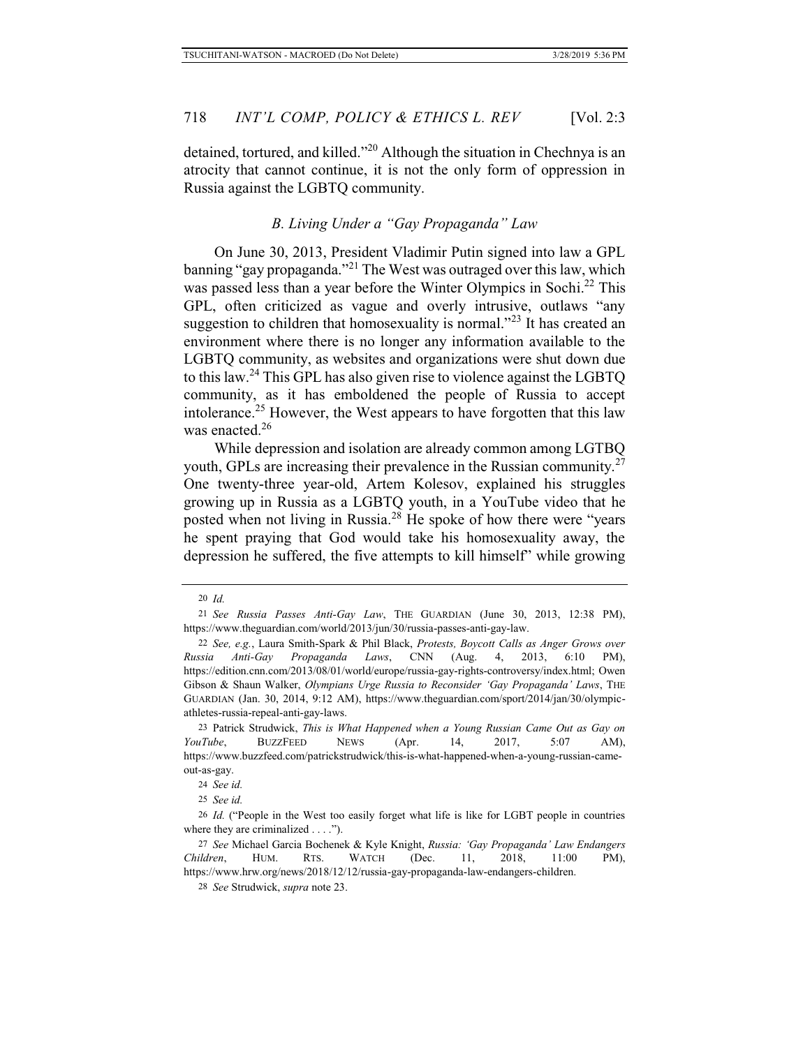detained, tortured, and killed."[20] Although the situation in Chechnya is an atrocity that cannot continue, it is not the only form of oppression in Russia against the LGBTQ community.

### *B. Living Under a "Gay Propaganda" Law*

On June 30, 2013, President Vladimir Putin signed into law a GPL banning "gay propaganda."[21] The West was outraged over this law, which was passed less than a year before the Winter Olympics in Sochi.[22] This GPL, often criticized as vague and overly intrusive, outlaws "any suggestion to children that homosexuality is normal."[23] It has created an environment where there is no longer any information available to the LGBTQ community, as websites and organizations were shut down due to this law.[24] This GPL has also given rise to violence against the LGBTQ community, as it has emboldened the people of Russia to accept intolerance.[25] However, the West appears to have forgotten that this law was enacted.[26]

While depression and isolation are already common among LGTBQ youth, GPLs are increasing their prevalence in the Russian community.[27] One twenty-three year-old, Artem Kolesov, explained his struggles growing up in Russia as a LGBTQ youth, in a YouTube video that he posted when not living in Russia.[28] He spoke of how there were "years he spent praying that God would take his homosexuality away, the depression he suffered, the five attempts to kill himself" while growing

---

20 *Id.*

21 *See Russia Passes Anti-Gay Law*, THE GUARDIAN (June 30, 2013, 12:38 PM), https://www.theguardian.com/world/2013/jun/30/russia-passes-anti-gay-law.

22 *See, e.g.*, Laura Smith-Spark & Phil Black, *Protests, Boycott Calls as Anger Grows over Russia Anti-Gay Propaganda Laws*, CNN (Aug. 4, 2013, 6:10 PM), https://edition.cnn.com/2013/08/01/world/europe/russia-gay-rights-controversy/index.html; Owen Gibson & Shaun Walker, *Olympians Urge Russia to Reconsider 'Gay Propaganda' Laws*, THE GUARDIAN (Jan. 30, 2014, 9:12 AM), https://www.theguardian.com/sport/2014/jan/30/olympic-athletes-russia-repeal-anti-gay-laws.

23 Patrick Strudwick, *This is What Happened when a Young Russian Came Out as Gay on YouTube*, BUZZFEED NEWS (Apr. 14, 2017, 5:07 AM), https://www.buzzfeed.com/patrickstrudwick/this-is-what-happened-when-a-young-russian-came-out-as-gay.

24 *See id.*

25 *See id.*

26 *Id.* ("People in the West too easily forget what life is like for LGBT people in countries where they are criminalized . . . .").

27 *See* Michael Garcia Bochenek & Kyle Knight, *Russia: 'Gay Propaganda' Law Endangers Children*, HUM. RTS. WATCH (Dec. 11, 2018, 11:00 PM), https://www.hrw.org/news/2018/12/12/russia-gay-propaganda-law-endangers-children.

28 *See* Strudwick, *supra* note 23.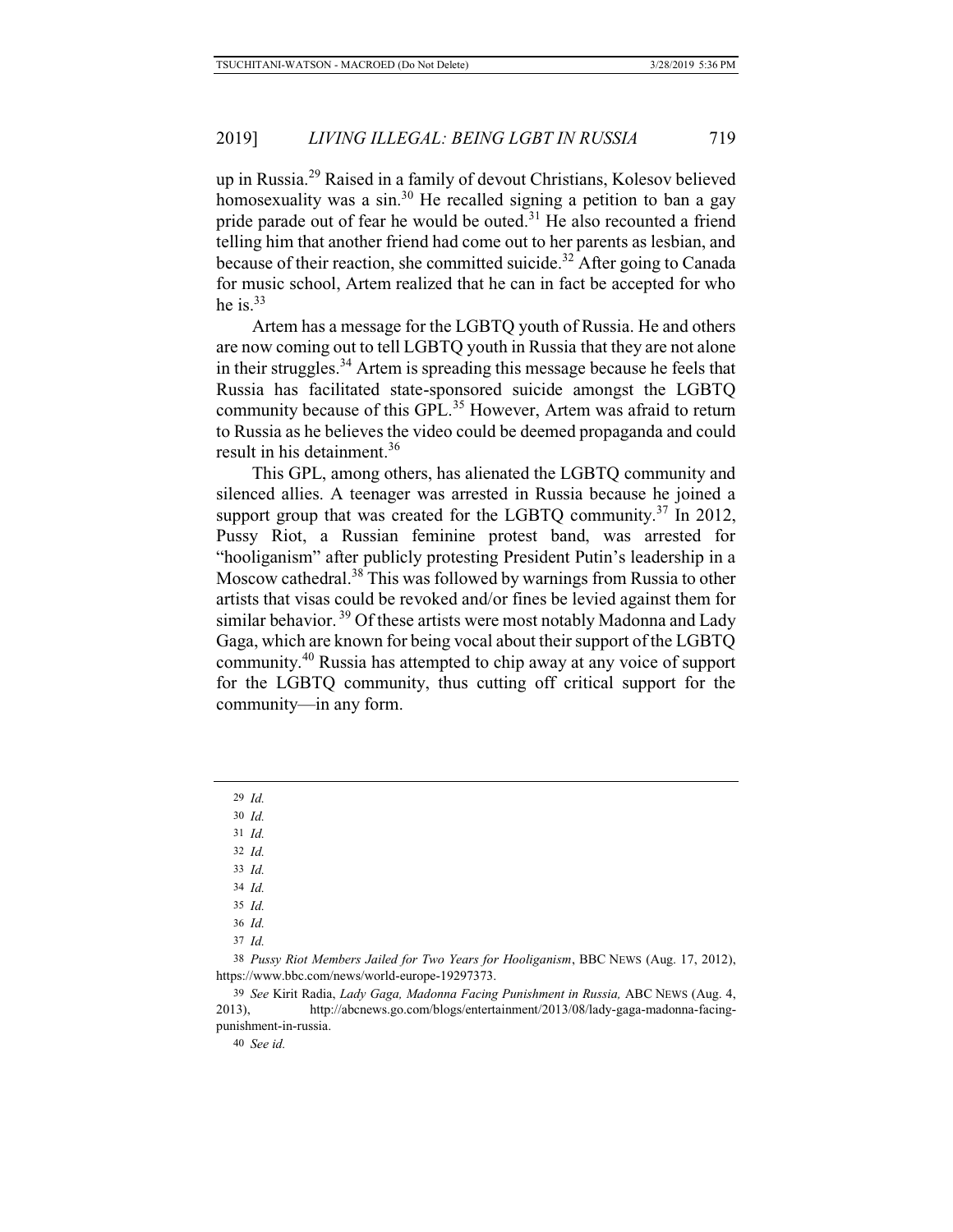up in Russia.[29] Raised in a family of devout Christians, Kolesov believed homosexuality was a sin.[30] He recalled signing a petition to ban a gay pride parade out of fear he would be outed.[31] He also recounted a friend telling him that another friend had come out to her parents as lesbian, and because of their reaction, she committed suicide.[32] After going to Canada for music school, Artem realized that he can in fact be accepted for who he is.[33]

Artem has a message for the LGBTQ youth of Russia. He and others are now coming out to tell LGBTQ youth in Russia that they are not alone in their struggles.[34] Artem is spreading this message because he feels that Russia has facilitated state-sponsored suicide amongst the LGBTQ community because of this GPL.[35] However, Artem was afraid to return to Russia as he believes the video could be deemed propaganda and could result in his detainment.[36]

This GPL, among others, has alienated the LGBTQ community and silenced allies. A teenager was arrested in Russia because he joined a support group that was created for the LGBTQ community.[37] In 2012, Pussy Riot, a Russian feminine protest band, was arrested for "hooliganism" after publicly protesting President Putin's leadership in a Moscow cathedral.[38] This was followed by warnings from Russia to other artists that visas could be revoked and/or fines be levied against them for similar behavior.[39] Of these artists were most notably Madonna and Lady Gaga, which are known for being vocal about their support of the LGBTQ community.[40] Russia has attempted to chip away at any voice of support for the LGBTQ community, thus cutting off critical support for the community—in any form.

---

29 *Id.*

30 *Id.*

31 *Id.*

32 *Id.*

33 *Id.*

34 *Id.*

35 *Id.*

36 *Id.*

37 *Id.*

38 *Pussy Riot Members Jailed for Two Years for Hooliganism*, BBC NEWS (Aug. 17, 2012), https://www.bbc.com/news/world-europe-19297373.

39 *See* Kirit Radia, *Lady Gaga, Madonna Facing Punishment in Russia,* ABC NEWS (Aug. 4, 2013), http://abcnews.go.com/blogs/entertainment/2013/08/lady-gaga-madonna-facing-punishment-in-russia.

40 *See id.*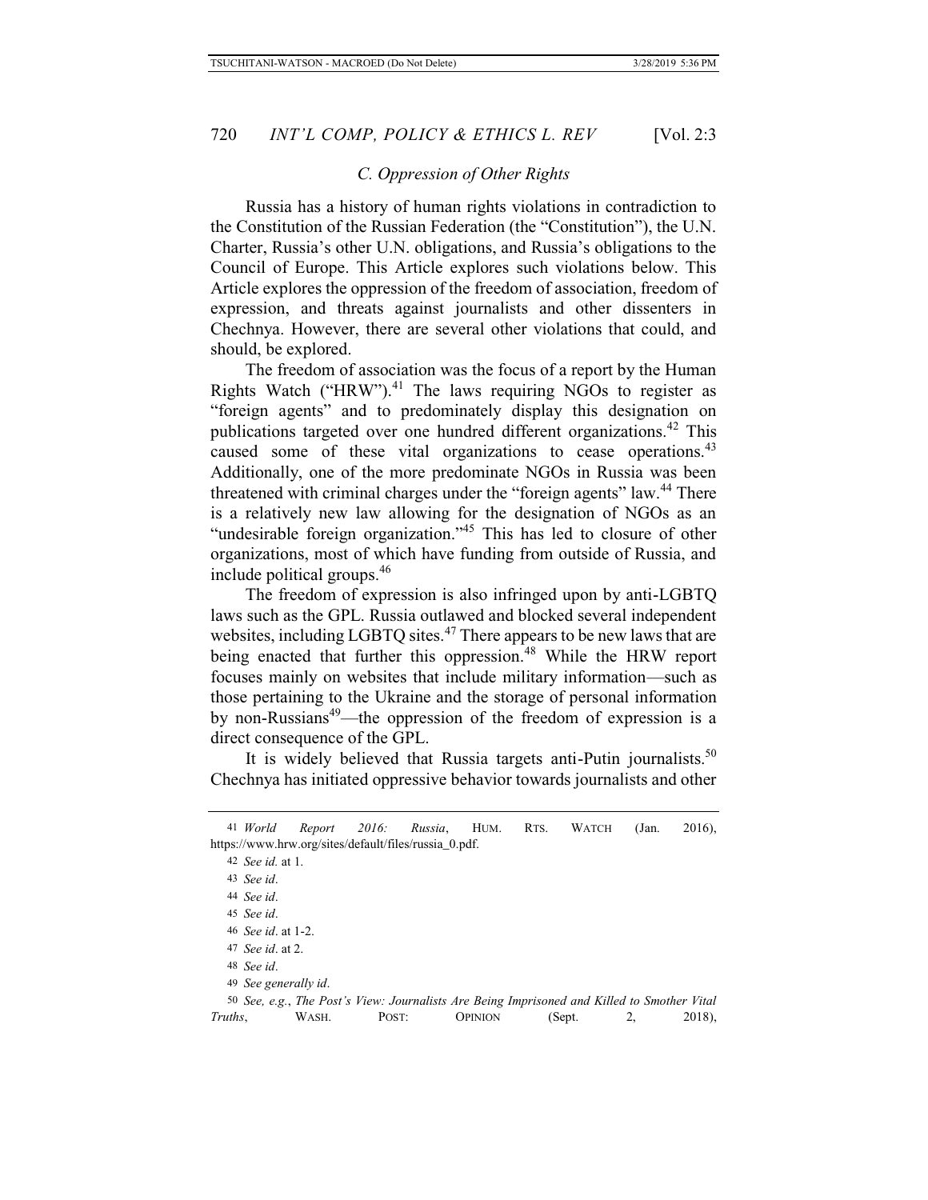### C. Oppression of Other Rights

Russia has a history of human rights violations in contradiction to the Constitution of the Russian Federation (the "Constitution"), the U.N. Charter, Russia's other U.N. obligations, and Russia's obligations to the Council of Europe. This Article explores such violations below. This Article explores the oppression of the freedom of association, freedom of expression, and threats against journalists and other dissenters in Chechnya. However, there are several other violations that could, and should, be explored.

The freedom of association was the focus of a report by the Human Rights Watch ("HRW").[41] The laws requiring NGOs to register as "foreign agents" and to predominately display this designation on publications targeted over one hundred different organizations.[42] This caused some of these vital organizations to cease operations.[43] Additionally, one of the more predominate NGOs in Russia was been threatened with criminal charges under the "foreign agents" law.[44] There is a relatively new law allowing for the designation of NGOs as an "undesirable foreign organization."[45] This has led to closure of other organizations, most of which have funding from outside of Russia, and include political groups.[46]

The freedom of expression is also infringed upon by anti-LGBTQ laws such as the GPL. Russia outlawed and blocked several independent websites, including LGBTQ sites.[47] There appears to be new laws that are being enacted that further this oppression.[48] While the HRW report focuses mainly on websites that include military information—such as those pertaining to the Ukraine and the storage of personal information by non-Russians[49]—the oppression of the freedom of expression is a direct consequence of the GPL.

It is widely believed that Russia targets anti-Putin journalists.[50] Chechnya has initiated oppressive behavior towards journalists and other

---

41 *World Report 2016: Russia*, HUM. RTS. WATCH (Jan. 2016), https://www.hrw.org/sites/default/files/russia_0.pdf.

42 *See id.* at 1.

43 *See id*.

44 *See id*.

45 *See id*.

46 *See id*. at 1-2.

47 *See id*. at 2.

48 *See id*.

49 *See generally id*.

50 *See, e.g.*, *The Post's View: Journalists Are Being Imprisoned and Killed to Smother Vital Truths*, WASH. POST: OPINION (Sept. 2, 2018),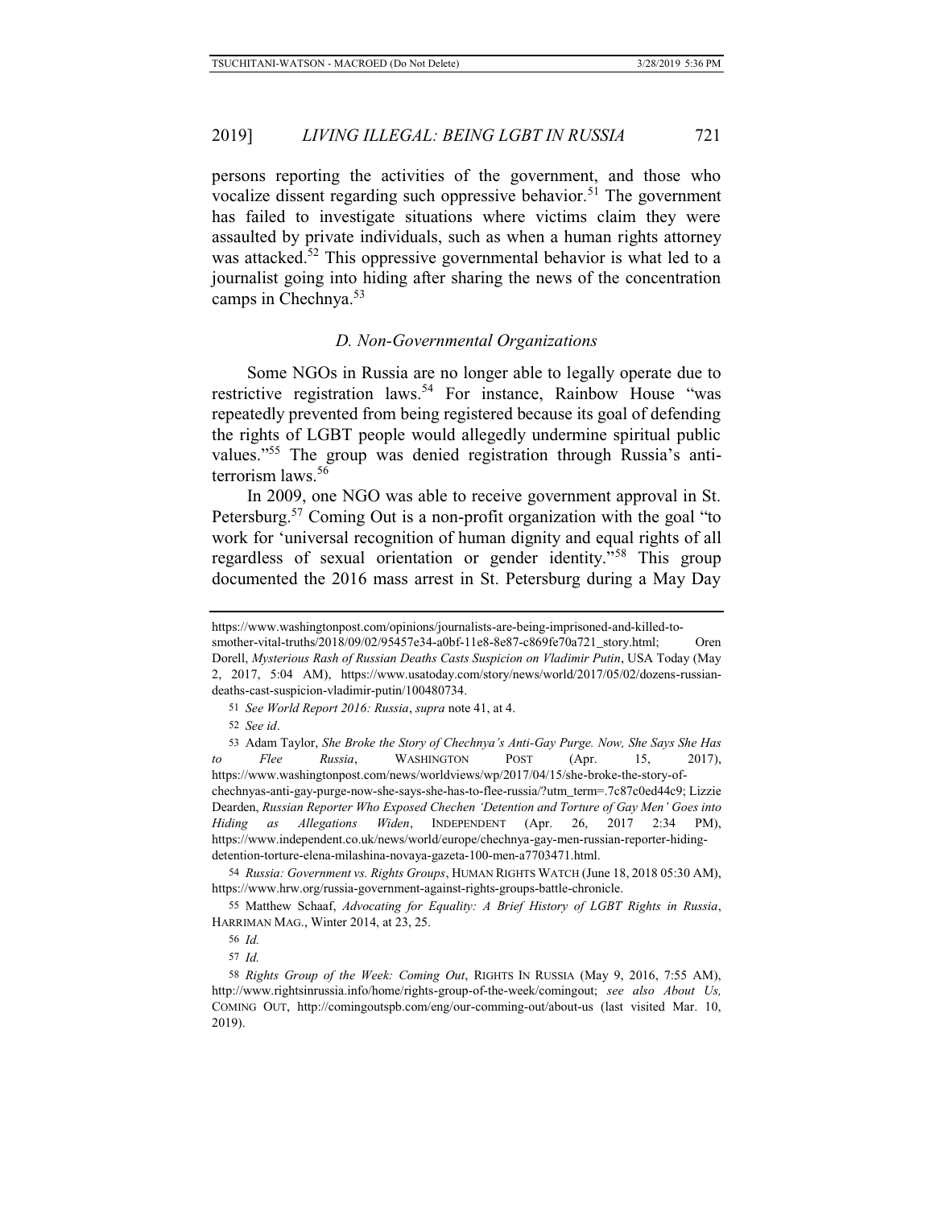persons reporting the activities of the government, and those who vocalize dissent regarding such oppressive behavior.[51] The government has failed to investigate situations where victims claim they were assaulted by private individuals, such as when a human rights attorney was attacked.[52] This oppressive governmental behavior is what led to a journalist going into hiding after sharing the news of the concentration camps in Chechnya.[53]

### *D. Non-Governmental Organizations*

Some NGOs in Russia are no longer able to legally operate due to restrictive registration laws.[54] For instance, Rainbow House "was repeatedly prevented from being registered because its goal of defending the rights of LGBT people would allegedly undermine spiritual public values."[55] The group was denied registration through Russia's anti-terrorism laws.[56]

In 2009, one NGO was able to receive government approval in St. Petersburg.[57] Coming Out is a non-profit organization with the goal "to work for 'universal recognition of human dignity and equal rights of all regardless of sexual orientation or gender identity.'"[58] This group documented the 2016 mass arrest in St. Petersburg during a May Day

---

https://www.washingtonpost.com/opinions/journalists-are-being-imprisoned-and-killed-to-smother-vital-truths/2018/09/02/95457e34-a0bf-11e8-8e87-c869fe70a721_story.html; Oren Dorell, *Mysterious Rash of Russian Deaths Casts Suspicion on Vladimir Putin*, USA Today (May 2, 2017, 5:04 AM), https://www.usatoday.com/story/news/world/2017/05/02/dozens-russian-deaths-cast-suspicion-vladimir-putin/100480734.

51 *See World Report 2016: Russia*, *supra* note 41, at 4.

52 *See id*.

53 Adam Taylor, *She Broke the Story of Chechnya's Anti-Gay Purge. Now, She Says She Has to Flee Russia*, WASHINGTON POST (Apr. 15, 2017), https://www.washingtonpost.com/news/worldviews/wp/2017/04/15/she-broke-the-story-of-chechnyas-anti-gay-purge-now-she-says-she-has-to-flee-russia/?utm_term=.7c87c0ed44c9; Lizzie Dearden, *Russian Reporter Who Exposed Chechen 'Detention and Torture of Gay Men' Goes into Hiding as Allegations Widen*, INDEPENDENT (Apr. 26, 2017 2:34 PM), https://www.independent.co.uk/news/world/europe/chechnya-gay-men-russian-reporter-hiding-detention-torture-elena-milashina-novaya-gazeta-100-men-a7703471.html.

54 *Russia: Government vs. Rights Groups*, HUMAN RIGHTS WATCH (June 18, 2018 05:30 AM), https://www.hrw.org/russia-government-against-rights-groups-battle-chronicle.

55 Matthew Schaaf, *Advocating for Equality: A Brief History of LGBT Rights in Russia*, HARRIMAN MAG., Winter 2014, at 23, 25.

56 *Id.*

57 *Id.*

58 *Rights Group of the Week: Coming Out*, RIGHTS IN RUSSIA (May 9, 2016, 7:55 AM), http://www.rightsinrussia.info/home/rights-group-of-the-week/comingout; *see also About Us,* COMING OUT, http://comingoutspb.com/eng/our-comming-out/about-us (last visited Mar. 10, 2019).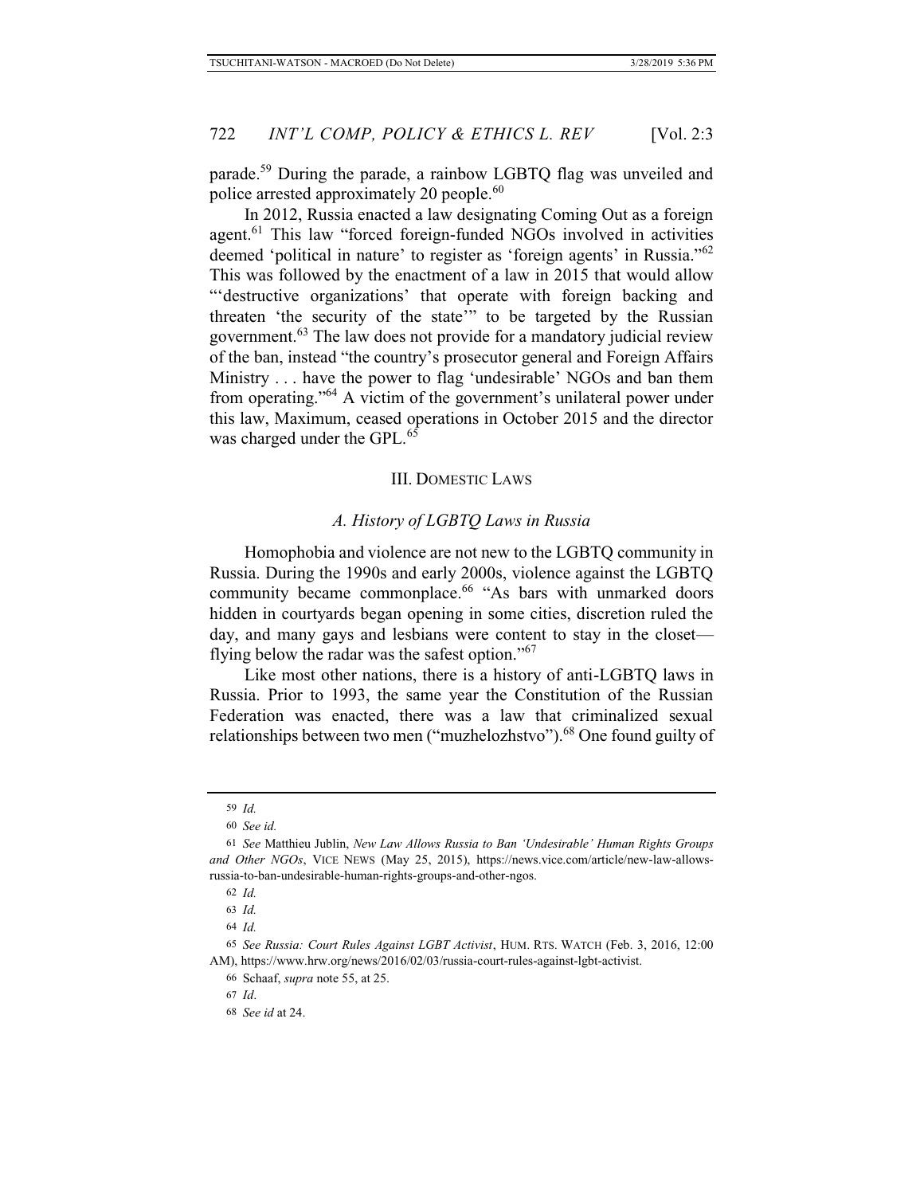parade.[59] During the parade, a rainbow LGBTQ flag was unveiled and police arrested approximately 20 people.[60]

In 2012, Russia enacted a law designating Coming Out as a foreign agent.[61] This law "forced foreign-funded NGOs involved in activities deemed 'political in nature' to register as 'foreign agents' in Russia."[62] This was followed by the enactment of a law in 2015 that would allow "'destructive organizations' that operate with foreign backing and threaten 'the security of the state'" to be targeted by the Russian government.[63] The law does not provide for a mandatory judicial review of the ban, instead "the country's prosecutor general and Foreign Affairs Ministry . . . have the power to flag 'undesirable' NGOs and ban them from operating."[64] A victim of the government's unilateral power under this law, Maximum, ceased operations in October 2015 and the director was charged under the GPL.[65]

## III. DOMESTIC LAWS

### *A. History of LGBTQ Laws in Russia*

Homophobia and violence are not new to the LGBTQ community in Russia. During the 1990s and early 2000s, violence against the LGBTQ community became commonplace.[66] "As bars with unmarked doors hidden in courtyards began opening in some cities, discretion ruled the day, and many gays and lesbians were content to stay in the closet—flying below the radar was the safest option."[67]

Like most other nations, there is a history of anti-LGBTQ laws in Russia. Prior to 1993, the same year the Constitution of the Russian Federation was enacted, there was a law that criminalized sexual relationships between two men ("muzhelozhstvo").[68] One found guilty of

---

59 *Id.*

60 *See id.*

61 *See* Matthieu Jublin, *New Law Allows Russia to Ban 'Undesirable' Human Rights Groups and Other NGOs*, VICE NEWS (May 25, 2015), https://news.vice.com/article/new-law-allows-russia-to-ban-undesirable-human-rights-groups-and-other-ngos.

62 *Id.*

63 *Id.*

64 *Id.*

65 *See Russia: Court Rules Against LGBT Activist*, HUM. RTS. WATCH (Feb. 3, 2016, 12:00 AM), https://www.hrw.org/news/2016/02/03/russia-court-rules-against-lgbt-activist.

66 Schaaf, *supra* note 55, at 25.

67 *Id*.

68 *See id* at 24.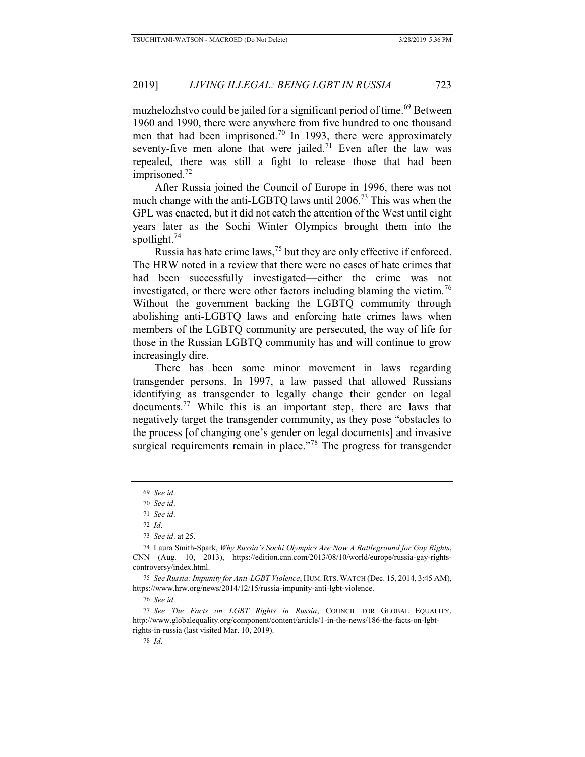muzhelozhstvo could be jailed for a significant period of time.[69] Between 1960 and 1990, there were anywhere from five hundred to one thousand men that had been imprisoned.[70] In 1993, there were approximately seventy-five men alone that were jailed.[71] Even after the law was repealed, there was still a fight to release those that had been imprisoned.[72]

After Russia joined the Council of Europe in 1996, there was not much change with the anti-LGBTQ laws until 2006.[73] This was when the GPL was enacted, but it did not catch the attention of the West until eight years later as the Sochi Winter Olympics brought them into the spotlight.[74]

Russia has hate crime laws,[75] but they are only effective if enforced. The HRW noted in a review that there were no cases of hate crimes that had been successfully investigated—either the crime was not investigated, or there were other factors including blaming the victim.[76] Without the government backing the LGBTQ community through abolishing anti-LGBTQ laws and enforcing hate crimes laws when members of the LGBTQ community are persecuted, the way of life for those in the Russian LGBTQ community has and will continue to grow increasingly dire.

There has been some minor movement in laws regarding transgender persons. In 1997, a law passed that allowed Russians identifying as transgender to legally change their gender on legal documents.[77] While this is an important step, there are laws that negatively target the transgender community, as they pose "obstacles to the process [of changing one's gender on legal documents] and invasive surgical requirements remain in place."[78] The progress for transgender

---

69 *See id*.

70 *See id*.

71 *See id*.

72 *Id*.

73 *See id*. at 25.

74 Laura Smith-Spark, *Why Russia's Sochi Olympics Are Now A Battleground for Gay Rights*, CNN (Aug. 10, 2013), https://edition.cnn.com/2013/08/10/world/europe/russia-gay-rights-controversy/index.html.

75 *See Russia: Impunity for Anti-LGBT Violence*, HUM. RTS. WATCH (Dec. 15, 2014, 3:45 AM), https://www.hrw.org/news/2014/12/15/russia-impunity-anti-lgbt-violence.

76 *See id*.

77 *See The Facts on LGBT Rights in Russia*, COUNCIL FOR GLOBAL EQUALITY, http://www.globalequality.org/component/content/article/1-in-the-news/186-the-facts-on-lgbt-rights-in-russia (last visited Mar. 10, 2019).

78 *Id*.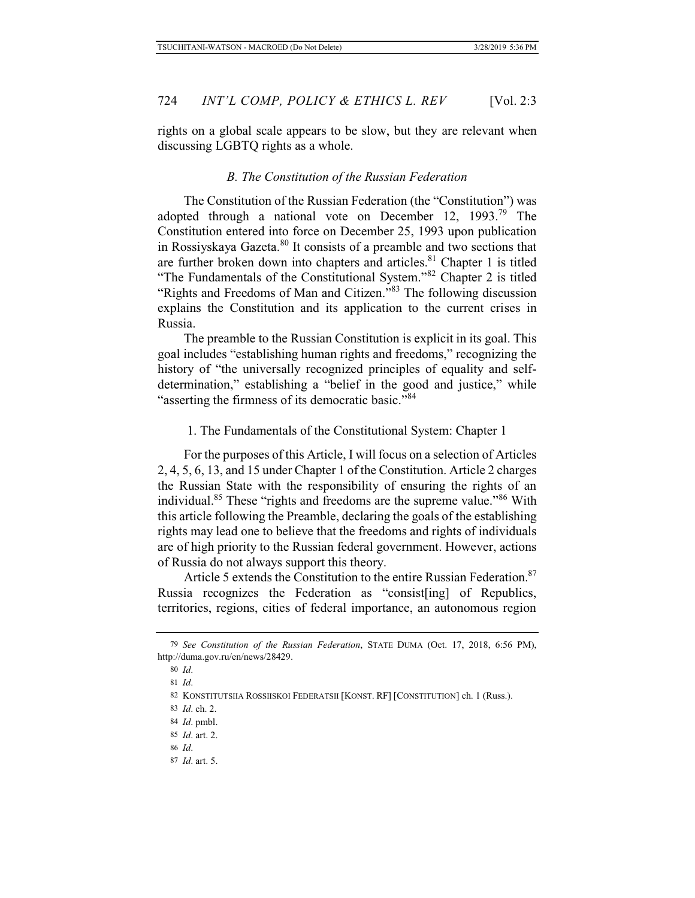rights on a global scale appears to be slow, but they are relevant when discussing LGBTQ rights as a whole.

### *B. The Constitution of the Russian Federation*

The Constitution of the Russian Federation (the "Constitution") was adopted through a national vote on December 12, 1993.[79] The Constitution entered into force on December 25, 1993 upon publication in Rossiyskaya Gazeta.[80] It consists of a preamble and two sections that are further broken down into chapters and articles.[81] Chapter 1 is titled "The Fundamentals of the Constitutional System."[82] Chapter 2 is titled "Rights and Freedoms of Man and Citizen."[83] The following discussion explains the Constitution and its application to the current crises in Russia.

The preamble to the Russian Constitution is explicit in its goal. This goal includes "establishing human rights and freedoms," recognizing the history of "the universally recognized principles of equality and self-determination," establishing a "belief in the good and justice," while "asserting the firmness of its democratic basic."[84]

#### 1. The Fundamentals of the Constitutional System: Chapter 1

For the purposes of this Article, I will focus on a selection of Articles 2, 4, 5, 6, 13, and 15 under Chapter 1 of the Constitution. Article 2 charges the Russian State with the responsibility of ensuring the rights of an individual.[85] These "rights and freedoms are the supreme value."[86] With this article following the Preamble, declaring the goals of the establishing rights may lead one to believe that the freedoms and rights of individuals are of high priority to the Russian federal government. However, actions of Russia do not always support this theory.

Article 5 extends the Constitution to the entire Russian Federation.[87] Russia recognizes the Federation as "consist[ing] of Republics, territories, regions, cities of federal importance, an autonomous region

---

79 *See Constitution of the Russian Federation*, STATE DUMA (Oct. 17, 2018, 6:56 PM), http://duma.gov.ru/en/news/28429.

80 *Id*.

81 *Id*.

82 KONSTITUTSIIA ROSSIISKOI FEDERATSII [KONST. RF] [CONSTITUTION] ch. 1 (Russ.).

83 *Id*. ch. 2.

84 *Id*. pmbl.

85 *Id*. art. 2.

86 *Id*.

87 *Id*. art. 5.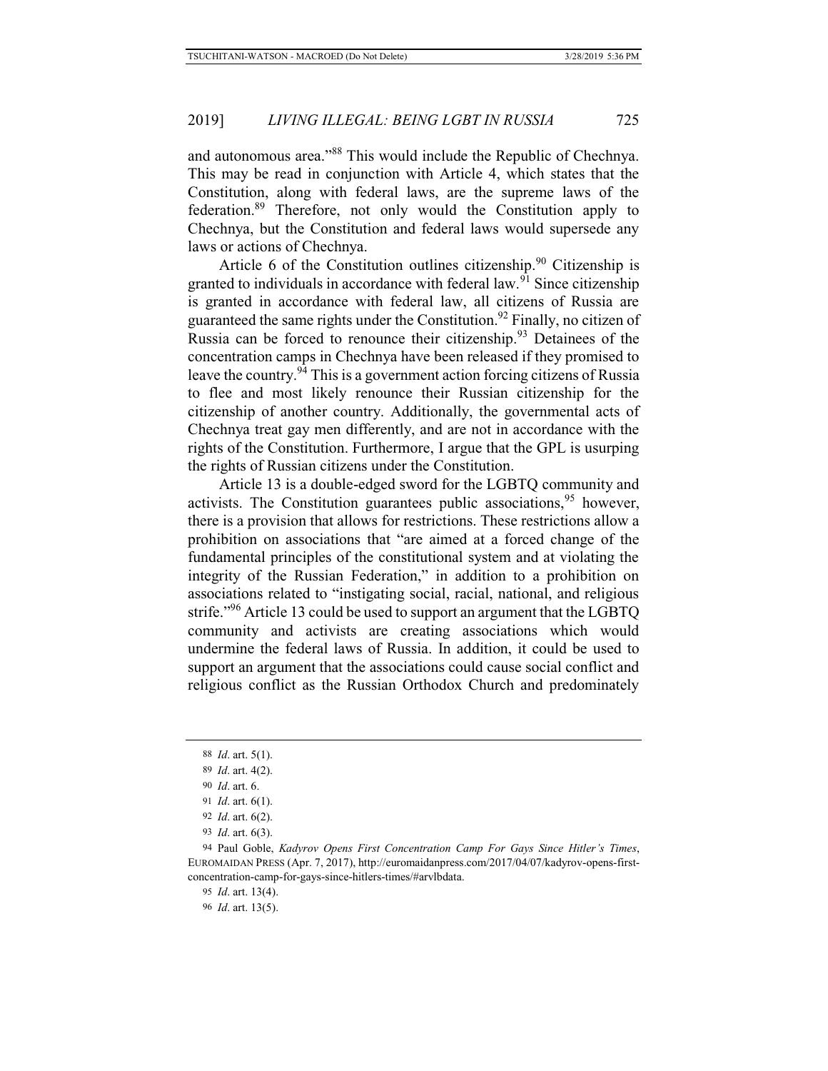and autonomous area."[88] This would include the Republic of Chechnya. This may be read in conjunction with Article 4, which states that the Constitution, along with federal laws, are the supreme laws of the federation.[89] Therefore, not only would the Constitution apply to Chechnya, but the Constitution and federal laws would supersede any laws or actions of Chechnya.

Article 6 of the Constitution outlines citizenship.[90] Citizenship is granted to individuals in accordance with federal law.[91] Since citizenship is granted in accordance with federal law, all citizens of Russia are guaranteed the same rights under the Constitution.[92] Finally, no citizen of Russia can be forced to renounce their citizenship.[93] Detainees of the concentration camps in Chechnya have been released if they promised to leave the country.[94] This is a government action forcing citizens of Russia to flee and most likely renounce their Russian citizenship for the citizenship of another country. Additionally, the governmental acts of Chechnya treat gay men differently, and are not in accordance with the rights of the Constitution. Furthermore, I argue that the GPL is usurping the rights of Russian citizens under the Constitution.

Article 13 is a double-edged sword for the LGBTQ community and activists. The Constitution guarantees public associations,[95] however, there is a provision that allows for restrictions. These restrictions allow a prohibition on associations that "are aimed at a forced change of the fundamental principles of the constitutional system and at violating the integrity of the Russian Federation," in addition to a prohibition on associations related to "instigating social, racial, national, and religious strife."[96] Article 13 could be used to support an argument that the LGBTQ community and activists are creating associations which would undermine the federal laws of Russia. In addition, it could be used to support an argument that the associations could cause social conflict and religious conflict as the Russian Orthodox Church and predominately

---

88 *Id*. art. 5(1).

89 *Id*. art. 4(2).

90 *Id*. art. 6.

91 *Id*. art. 6(1).

92 *Id*. art. 6(2).

93 *Id*. art. 6(3).

94 Paul Goble, *Kadyrov Opens First Concentration Camp For Gays Since Hitler's Times*, EUROMAIDAN PRESS (Apr. 7, 2017), http://euromaidanpress.com/2017/04/07/kadyrov-opens-first-concentration-camp-for-gays-since-hitlers-times/#arvlbdata.

95 *Id*. art. 13(4).

96 *Id*. art. 13(5).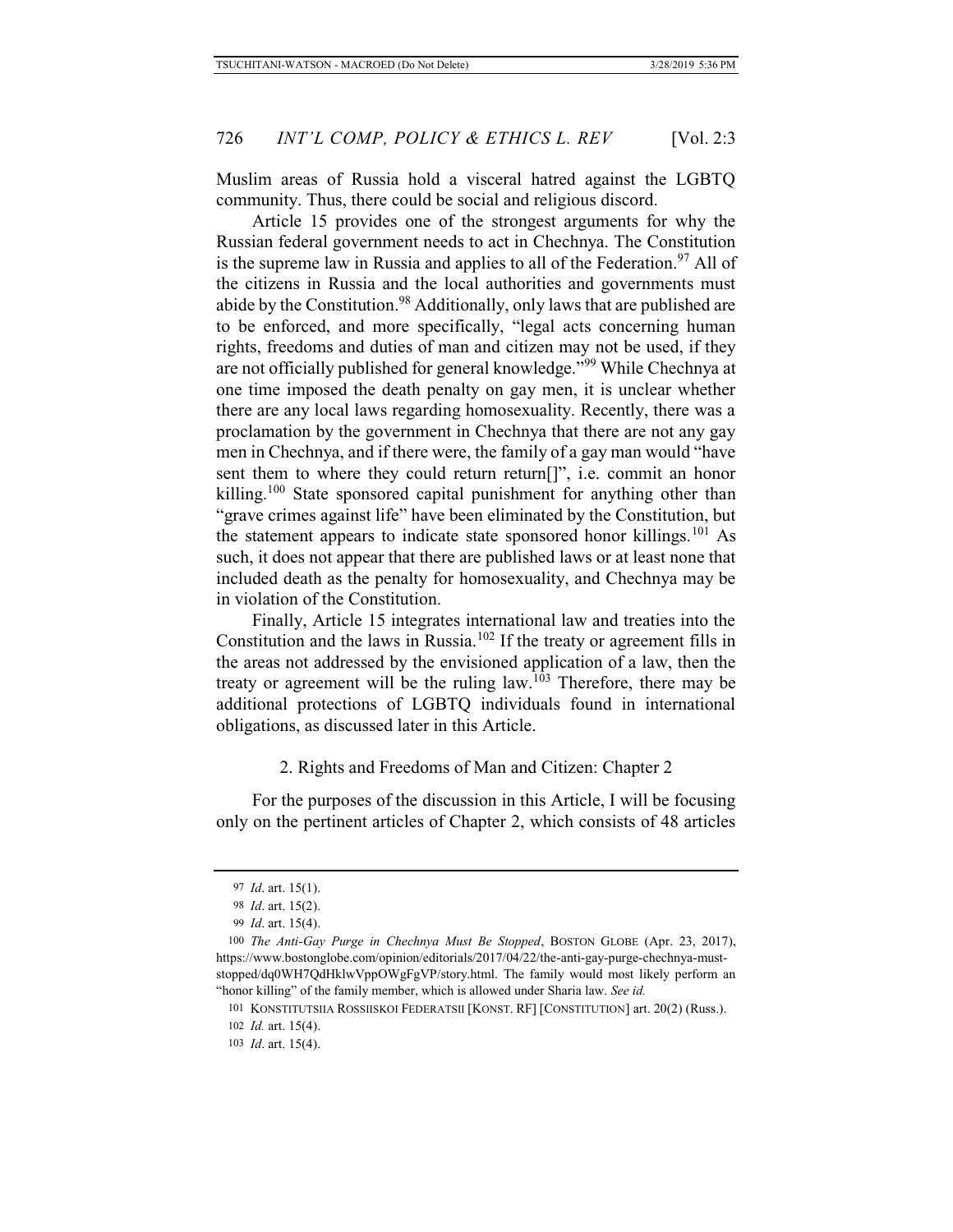Muslim areas of Russia hold a visceral hatred against the LGBTQ community. Thus, there could be social and religious discord.

Article 15 provides one of the strongest arguments for why the Russian federal government needs to act in Chechnya. The Constitution is the supreme law in Russia and applies to all of the Federation.[97] All of the citizens in Russia and the local authorities and governments must abide by the Constitution.[98] Additionally, only laws that are published are to be enforced, and more specifically, "legal acts concerning human rights, freedoms and duties of man and citizen may not be used, if they are not officially published for general knowledge."[99] While Chechnya at one time imposed the death penalty on gay men, it is unclear whether there are any local laws regarding homosexuality. Recently, there was a proclamation by the government in Chechnya that there are not any gay men in Chechnya, and if there were, the family of a gay man would "have sent them to where they could return return[]", i.e. commit an honor killing.[100] State sponsored capital punishment for anything other than "grave crimes against life" have been eliminated by the Constitution, but the statement appears to indicate state sponsored honor killings.[101] As such, it does not appear that there are published laws or at least none that included death as the penalty for homosexuality, and Chechnya may be in violation of the Constitution.

Finally, Article 15 integrates international law and treaties into the Constitution and the laws in Russia.[102] If the treaty or agreement fills in the areas not addressed by the envisioned application of a law, then the treaty or agreement will be the ruling law.[103] Therefore, there may be additional protections of LGBTQ individuals found in international obligations, as discussed later in this Article.

### 2. Rights and Freedoms of Man and Citizen: Chapter 2

For the purposes of the discussion in this Article, I will be focusing only on the pertinent articles of Chapter 2, which consists of 48 articles

---

97 *Id*. art. 15(1).

98 *Id*. art. 15(2).

99 *Id*. art. 15(4).

100 *The Anti-Gay Purge in Chechnya Must Be Stopped*, BOSTON GLOBE (Apr. 23, 2017), https://www.bostonglobe.com/opinion/editorials/2017/04/22/the-anti-gay-purge-chechnya-must-stopped/dq0WH7QdHklwVppOWgFgVP/story.html. The family would most likely perform an "honor killing" of the family member, which is allowed under Sharia law. *See id.*

101 KONSTITUTSIIA ROSSIISKOI FEDERATSII [KONST. RF] [CONSTITUTION] art. 20(2) (Russ.).

102 *Id.* art. 15(4).

103 *Id*. art. 15(4).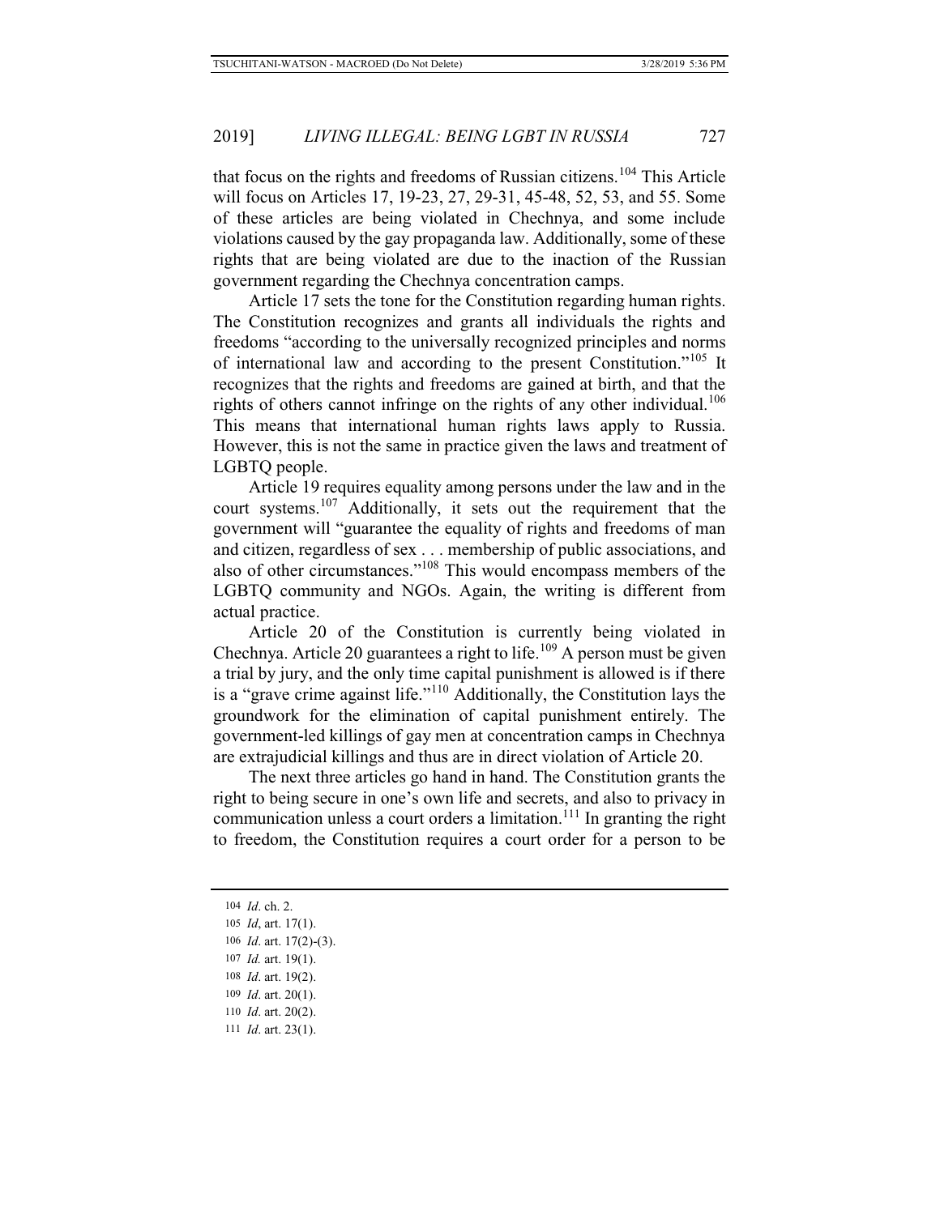that focus on the rights and freedoms of Russian citizens.[104] This Article will focus on Articles 17, 19-23, 27, 29-31, 45-48, 52, 53, and 55. Some of these articles are being violated in Chechnya, and some include violations caused by the gay propaganda law. Additionally, some of these rights that are being violated are due to the inaction of the Russian government regarding the Chechnya concentration camps.

Article 17 sets the tone for the Constitution regarding human rights. The Constitution recognizes and grants all individuals the rights and freedoms "according to the universally recognized principles and norms of international law and according to the present Constitution."[105] It recognizes that the rights and freedoms are gained at birth, and that the rights of others cannot infringe on the rights of any other individual.[106] This means that international human rights laws apply to Russia. However, this is not the same in practice given the laws and treatment of LGBTQ people.

Article 19 requires equality among persons under the law and in the court systems.[107] Additionally, it sets out the requirement that the government will "guarantee the equality of rights and freedoms of man and citizen, regardless of sex . . . membership of public associations, and also of other circumstances."[108] This would encompass members of the LGBTQ community and NGOs. Again, the writing is different from actual practice.

Article 20 of the Constitution is currently being violated in Chechnya. Article 20 guarantees a right to life.[109] A person must be given a trial by jury, and the only time capital punishment is allowed is if there is a "grave crime against life."[110] Additionally, the Constitution lays the groundwork for the elimination of capital punishment entirely. The government-led killings of gay men at concentration camps in Chechnya are extrajudicial killings and thus are in direct violation of Article 20.

The next three articles go hand in hand. The Constitution grants the right to being secure in one's own life and secrets, and also to privacy in communication unless a court orders a limitation.[111] In granting the right to freedom, the Constitution requires a court order for a person to be

---

104 *Id*. ch. 2.

105 *Id*, art. 17(1).

106 *Id*. art. 17(2)-(3).

107 *Id.* art. 19(1).

108 *Id*. art. 19(2).

109 *Id*. art. 20(1).

110 *Id*. art. 20(2).

111 *Id*. art. 23(1).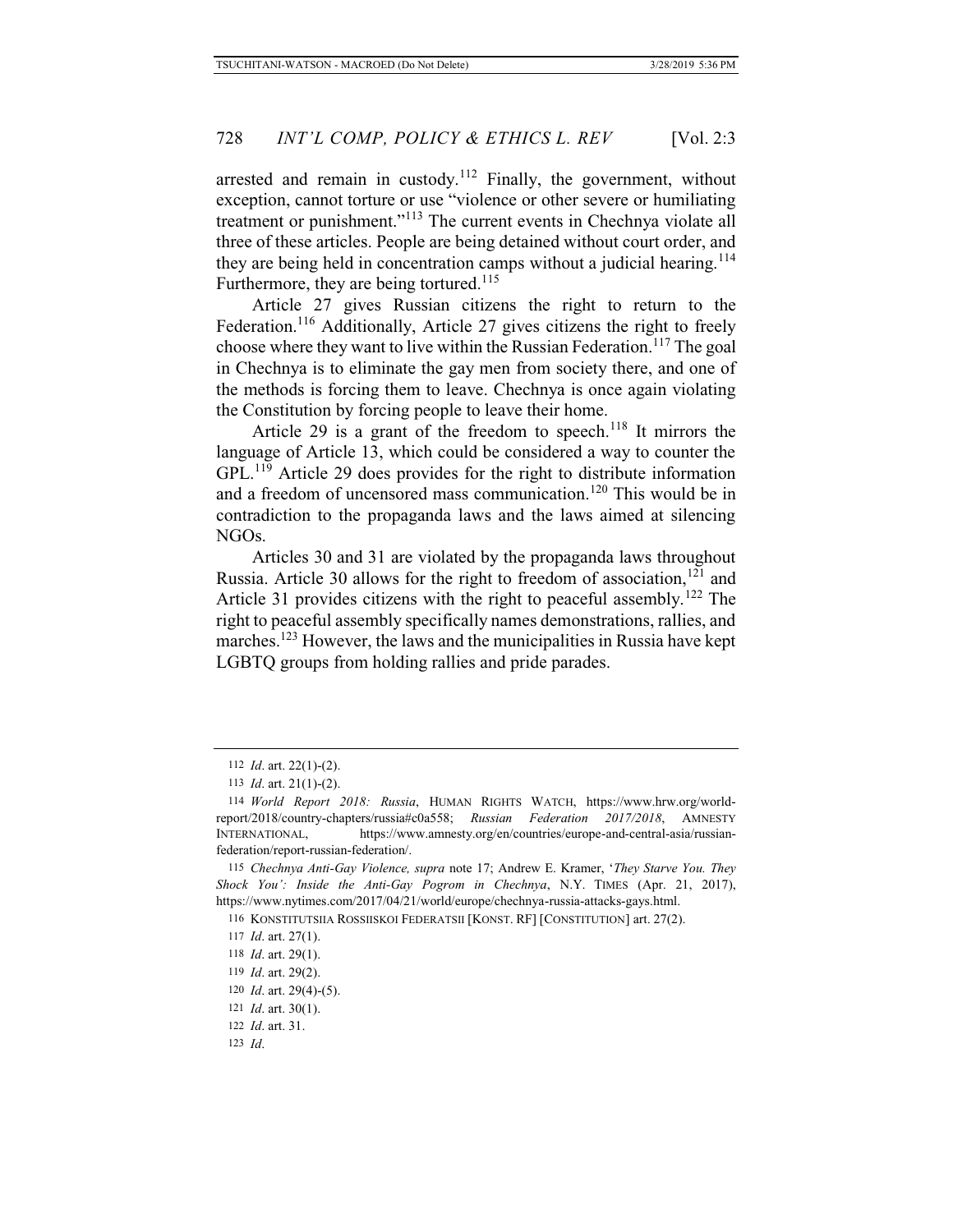arrested and remain in custody.[112] Finally, the government, without exception, cannot torture or use "violence or other severe or humiliating treatment or punishment."[113] The current events in Chechnya violate all three of these articles. People are being detained without court order, and they are being held in concentration camps without a judicial hearing.[114] Furthermore, they are being tortured.[115]

Article 27 gives Russian citizens the right to return to the Federation.[116] Additionally, Article 27 gives citizens the right to freely choose where they want to live within the Russian Federation.[117] The goal in Chechnya is to eliminate the gay men from society there, and one of the methods is forcing them to leave. Chechnya is once again violating the Constitution by forcing people to leave their home.

Article 29 is a grant of the freedom to speech.[118] It mirrors the language of Article 13, which could be considered a way to counter the GPL.[119] Article 29 does provides for the right to distribute information and a freedom of uncensored mass communication.[120] This would be in contradiction to the propaganda laws and the laws aimed at silencing NGOs.

Articles 30 and 31 are violated by the propaganda laws throughout Russia. Article 30 allows for the right to freedom of association,[121] and Article 31 provides citizens with the right to peaceful assembly.[122] The right to peaceful assembly specifically names demonstrations, rallies, and marches.[123] However, the laws and the municipalities in Russia have kept LGBTQ groups from holding rallies and pride parades.

---

112 *Id*. art. 22(1)-(2).

113 *Id*. art. 21(1)-(2).

114 *World Report 2018: Russia*, HUMAN RIGHTS WATCH, https://www.hrw.org/world-report/2018/country-chapters/russia#c0a558; *Russian Federation 2017/2018*, AMNESTY INTERNATIONAL, https://www.amnesty.org/en/countries/europe-and-central-asia/russian-federation/report-russian-federation/.

115 *Chechnya Anti-Gay Violence, supra* note 17; Andrew E. Kramer, '*They Starve You. They Shock You': Inside the Anti-Gay Pogrom in Chechnya*, N.Y. TIMES (Apr. 21, 2017), https://www.nytimes.com/2017/04/21/world/europe/chechnya-russia-attacks-gays.html.

116 KONSTITUTSIIA ROSSIISKOI FEDERATSII [KONST. RF] [CONSTITUTION] art. 27(2).

117 *Id*. art. 27(1).

118 *Id*. art. 29(1).

119 *Id*. art. 29(2).

120 *Id*. art. 29(4)-(5).

121 *Id*. art. 30(1).

122 *Id*. art. 31.

123 *Id*.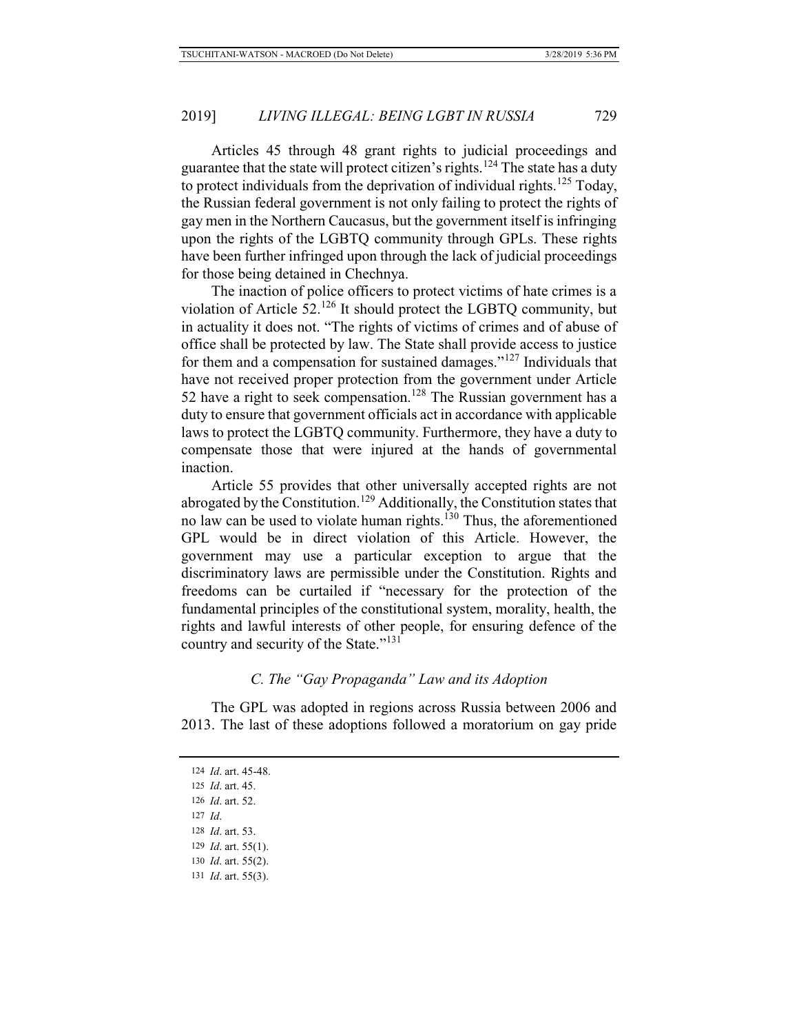Articles 45 through 48 grant rights to judicial proceedings and guarantee that the state will protect citizen's rights.[124] The state has a duty to protect individuals from the deprivation of individual rights.[125] Today, the Russian federal government is not only failing to protect the rights of gay men in the Northern Caucasus, but the government itself is infringing upon the rights of the LGBTQ community through GPLs. These rights have been further infringed upon through the lack of judicial proceedings for those being detained in Chechnya.

The inaction of police officers to protect victims of hate crimes is a violation of Article 52.[126] It should protect the LGBTQ community, but in actuality it does not. "The rights of victims of crimes and of abuse of office shall be protected by law. The State shall provide access to justice for them and a compensation for sustained damages."[127] Individuals that have not received proper protection from the government under Article 52 have a right to seek compensation.[128] The Russian government has a duty to ensure that government officials act in accordance with applicable laws to protect the LGBTQ community. Furthermore, they have a duty to compensate those that were injured at the hands of governmental inaction.

Article 55 provides that other universally accepted rights are not abrogated by the Constitution.[129] Additionally, the Constitution states that no law can be used to violate human rights.[130] Thus, the aforementioned GPL would be in direct violation of this Article. However, the government may use a particular exception to argue that the discriminatory laws are permissible under the Constitution. Rights and freedoms can be curtailed if "necessary for the protection of the fundamental principles of the constitutional system, morality, health, the rights and lawful interests of other people, for ensuring defence of the country and security of the State."[131]

### *C. The "Gay Propaganda" Law and its Adoption*

The GPL was adopted in regions across Russia between 2006 and 2013. The last of these adoptions followed a moratorium on gay pride

---

124 *Id*. art. 45-48.

125 *Id*. art. 45.

126 *Id*. art. 52.

127 *Id*.

128 *Id*. art. 53.

129 *Id*. art. 55(1).

130 *Id*. art. 55(2).

131 *Id*. art. 55(3).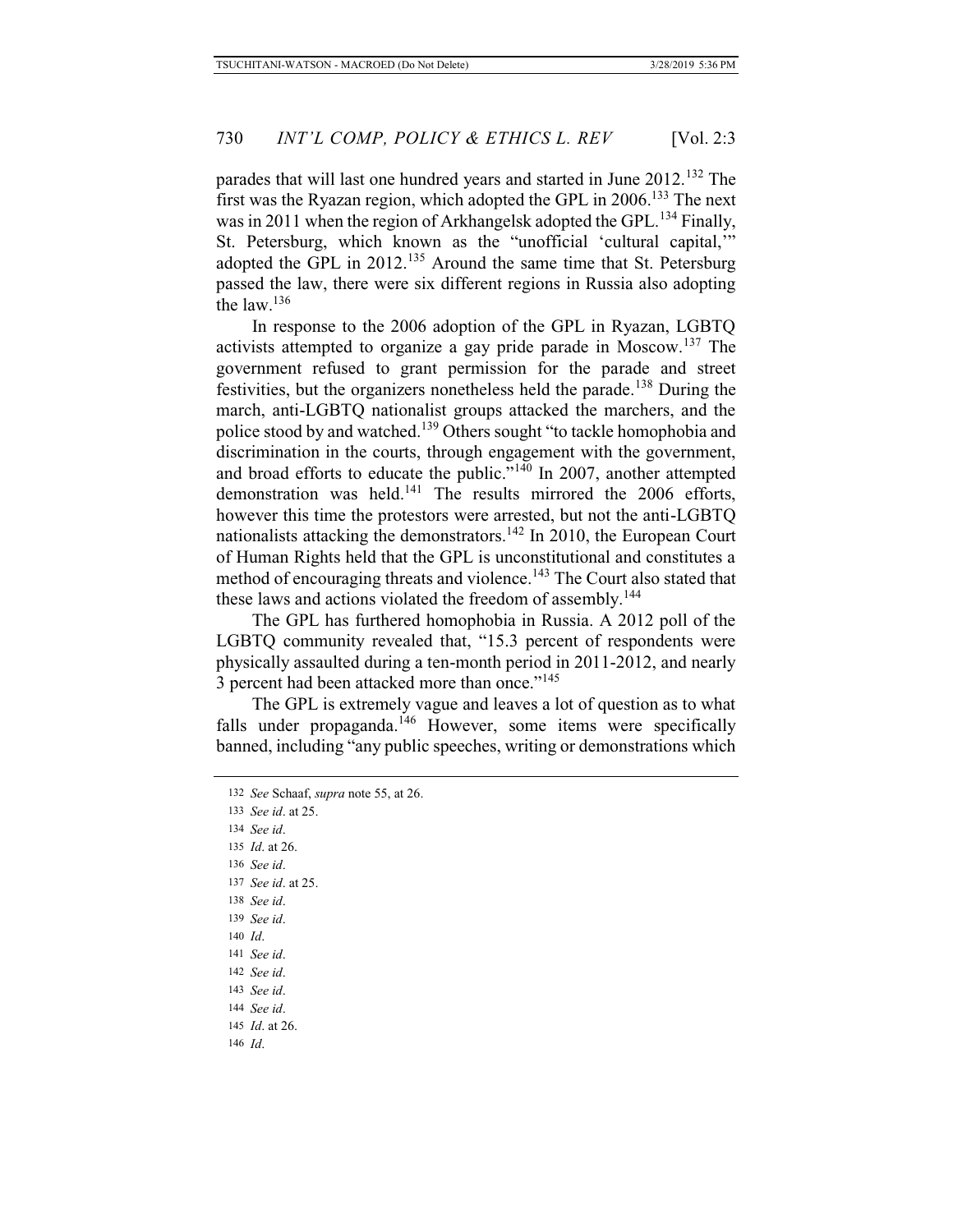parades that will last one hundred years and started in June 2012.[132] The first was the Ryazan region, which adopted the GPL in 2006.[133] The next was in 2011 when the region of Arkhangelsk adopted the GPL.[134] Finally, St. Petersburg, which known as the "unofficial 'cultural capital,'" adopted the GPL in 2012.[135] Around the same time that St. Petersburg passed the law, there were six different regions in Russia also adopting the law.[136]

In response to the 2006 adoption of the GPL in Ryazan, LGBTQ activists attempted to organize a gay pride parade in Moscow.[137] The government refused to grant permission for the parade and street festivities, but the organizers nonetheless held the parade.[138] During the march, anti-LGBTQ nationalist groups attacked the marchers, and the police stood by and watched.[139] Others sought "to tackle homophobia and discrimination in the courts, through engagement with the government, and broad efforts to educate the public."[140] In 2007, another attempted demonstration was held.[141] The results mirrored the 2006 efforts, however this time the protestors were arrested, but not the anti-LGBTQ nationalists attacking the demonstrators.[142] In 2010, the European Court of Human Rights held that the GPL is unconstitutional and constitutes a method of encouraging threats and violence.[143] The Court also stated that these laws and actions violated the freedom of assembly.[144]

The GPL has furthered homophobia in Russia. A 2012 poll of the LGBTQ community revealed that, "15.3 percent of respondents were physically assaulted during a ten-month period in 2011-2012, and nearly 3 percent had been attacked more than once."[145]

The GPL is extremely vague and leaves a lot of question as to what falls under propaganda.[146] However, some items were specifically banned, including "any public speeches, writing or demonstrations which

---

132 *See* Schaaf, *supra* note 55, at 26.

133 *See id*. at 25.

134 *See id*.

135 *Id*. at 26.

136 *See id*.

137 *See id*. at 25.

138 *See id*.

139 *See id*.

140 *Id*.

141 *See id*.

142 *See id*.

143 *See id*.

144 *See id*.

145 *Id*. at 26.

146 *Id*.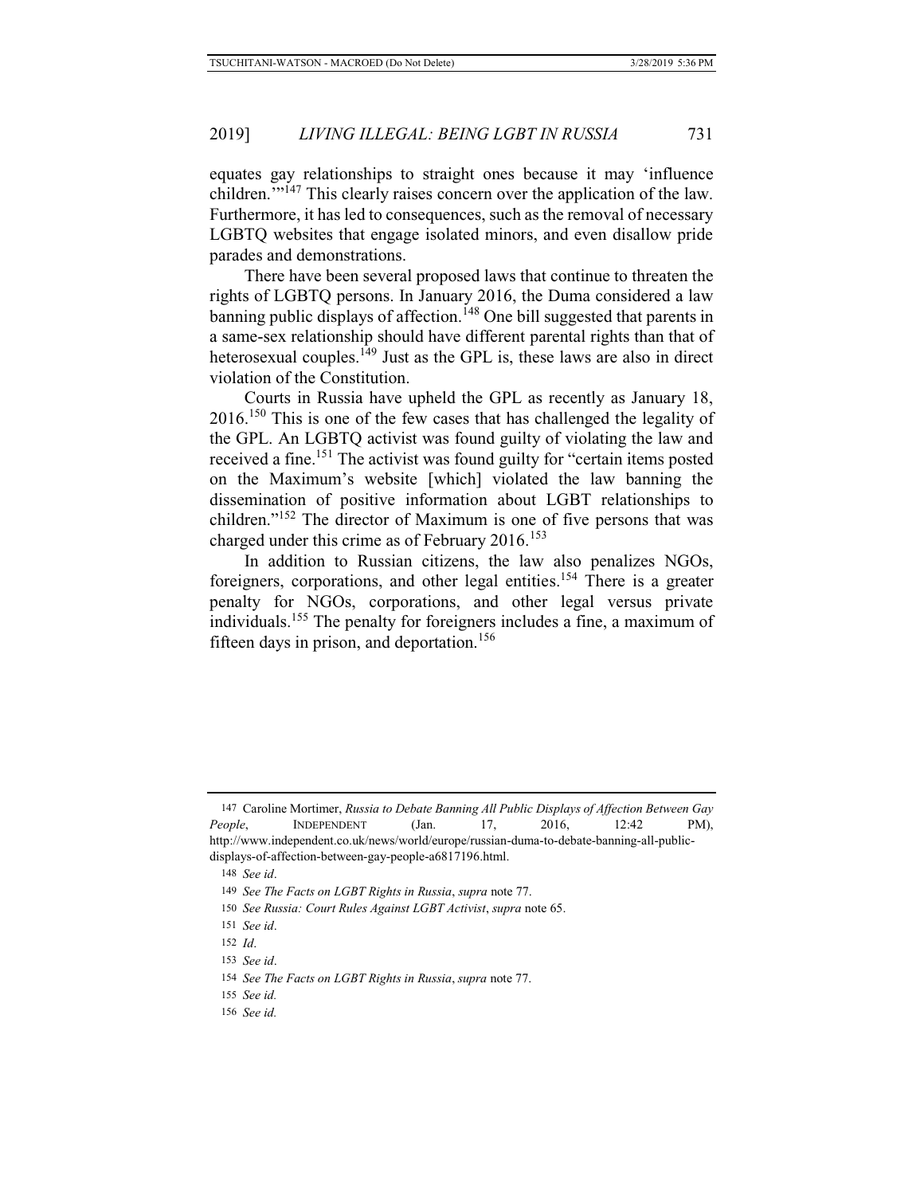equates gay relationships to straight ones because it may 'influence children.'"[147] This clearly raises concern over the application of the law. Furthermore, it has led to consequences, such as the removal of necessary LGBTQ websites that engage isolated minors, and even disallow pride parades and demonstrations.

There have been several proposed laws that continue to threaten the rights of LGBTQ persons. In January 2016, the Duma considered a law banning public displays of affection.[148] One bill suggested that parents in a same-sex relationship should have different parental rights than that of heterosexual couples.[149] Just as the GPL is, these laws are also in direct violation of the Constitution.

Courts in Russia have upheld the GPL as recently as January 18, 2016.[150] This is one of the few cases that has challenged the legality of the GPL. An LGBTQ activist was found guilty of violating the law and received a fine.[151] The activist was found guilty for "certain items posted on the Maximum's website [which] violated the law banning the dissemination of positive information about LGBT relationships to children."[152] The director of Maximum is one of five persons that was charged under this crime as of February 2016.[153]

In addition to Russian citizens, the law also penalizes NGOs, foreigners, corporations, and other legal entities.[154] There is a greater penalty for NGOs, corporations, and other legal versus private individuals.[155] The penalty for foreigners includes a fine, a maximum of fifteen days in prison, and deportation.[156]

---

147 Caroline Mortimer, *Russia to Debate Banning All Public Displays of Affection Between Gay People*, INDEPENDENT (Jan. 17, 2016, 12:42 PM), http://www.independent.co.uk/news/world/europe/russian-duma-to-debate-banning-all-public-displays-of-affection-between-gay-people-a6817196.html.

148 *See id*.

149 *See The Facts on LGBT Rights in Russia*, *supra* note 77.

150 *See Russia: Court Rules Against LGBT Activist*, *supra* note 65.

151 *See id*.

152 *Id*.

153 *See id*.

154 *See The Facts on LGBT Rights in Russia*, *supra* note 77.

155 *See id.*

156 *See id.*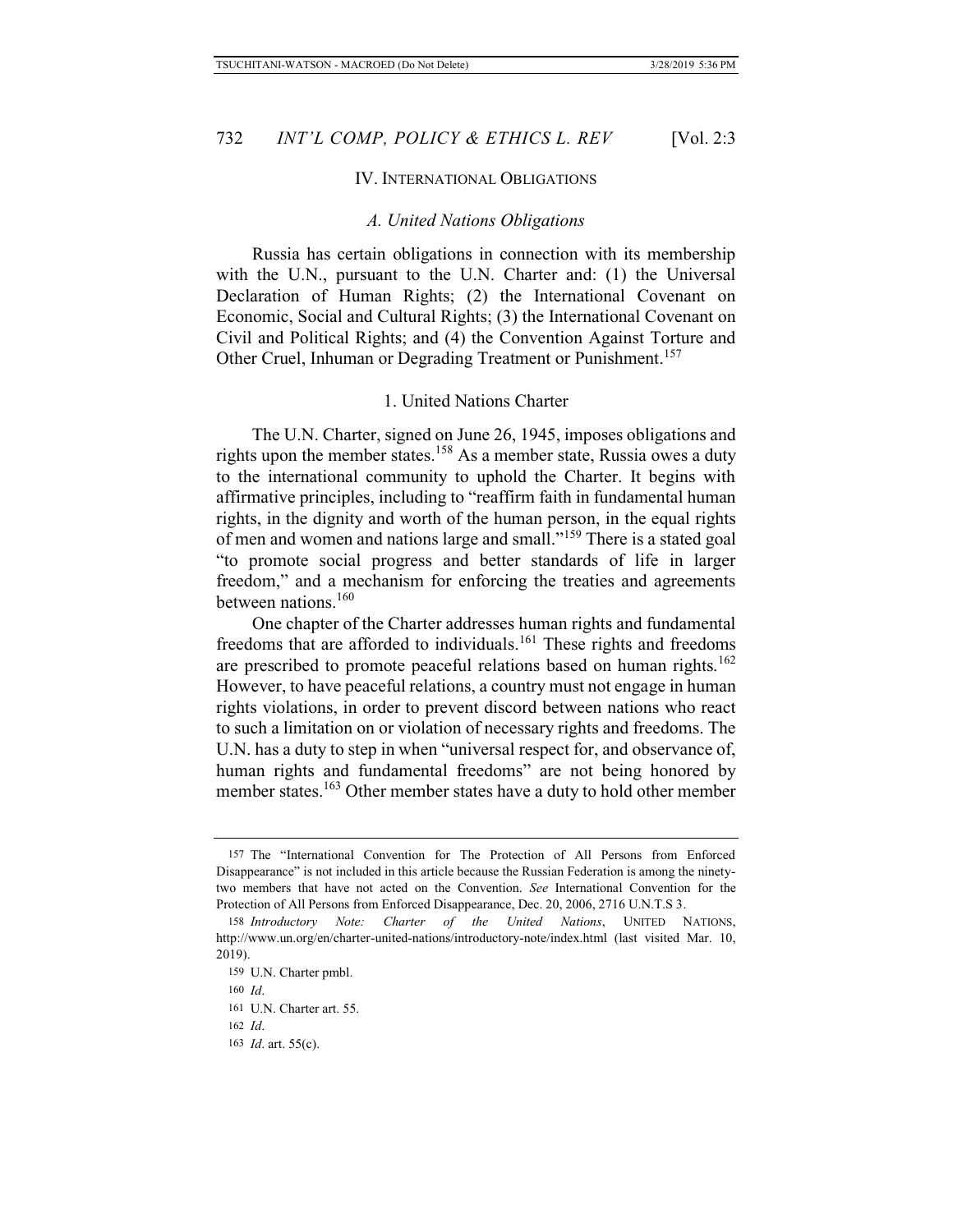## IV. INTERNATIONAL OBLIGATIONS

### *A. United Nations Obligations*

Russia has certain obligations in connection with its membership with the U.N., pursuant to the U.N. Charter and: (1) the Universal Declaration of Human Rights; (2) the International Covenant on Economic, Social and Cultural Rights; (3) the International Covenant on Civil and Political Rights; and (4) the Convention Against Torture and Other Cruel, Inhuman or Degrading Treatment or Punishment.[157]

#### 1. United Nations Charter

The U.N. Charter, signed on June 26, 1945, imposes obligations and rights upon the member states.[158] As a member state, Russia owes a duty to the international community to uphold the Charter. It begins with affirmative principles, including to "reaffirm faith in fundamental human rights, in the dignity and worth of the human person, in the equal rights of men and women and nations large and small."[159] There is a stated goal "to promote social progress and better standards of life in larger freedom," and a mechanism for enforcing the treaties and agreements between nations.[160]

One chapter of the Charter addresses human rights and fundamental freedoms that are afforded to individuals.[161] These rights and freedoms are prescribed to promote peaceful relations based on human rights.[162] However, to have peaceful relations, a country must not engage in human rights violations, in order to prevent discord between nations who react to such a limitation on or violation of necessary rights and freedoms. The U.N. has a duty to step in when "universal respect for, and observance of, human rights and fundamental freedoms" are not being honored by member states.[163] Other member states have a duty to hold other member

---

157 The "International Convention for The Protection of All Persons from Enforced Disappearance" is not included in this article because the Russian Federation is among the ninety-two members that have not acted on the Convention. *See* International Convention for the Protection of All Persons from Enforced Disappearance, Dec. 20, 2006, 2716 U.N.T.S 3.

158 *Introductory Note: Charter of the United Nations*, UNITED NATIONS, http://www.un.org/en/charter-united-nations/introductory-note/index.html (last visited Mar. 10, 2019).

159 U.N. Charter pmbl.

160 *Id*.

161 U.N. Charter art. 55.

162 *Id*.

163 *Id*. art. 55(c).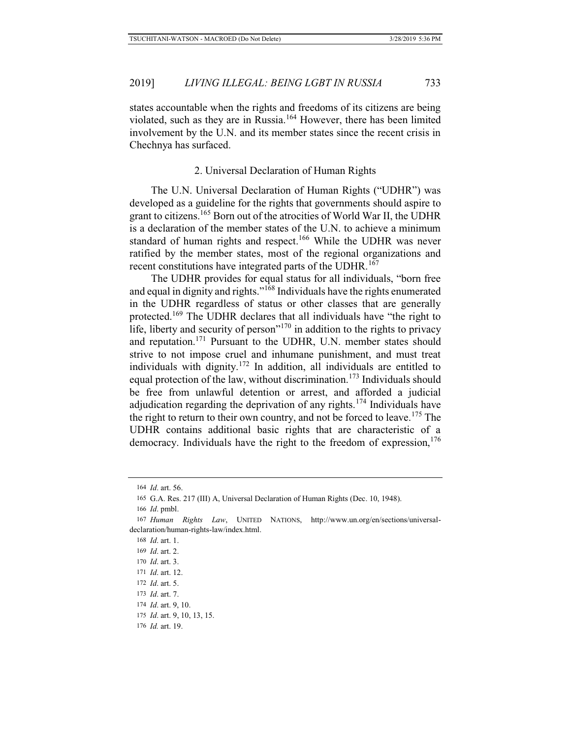states accountable when the rights and freedoms of its citizens are being violated, such as they are in Russia.[164] However, there has been limited involvement by the U.N. and its member states since the recent crisis in Chechnya has surfaced.

### 2. Universal Declaration of Human Rights

The U.N. Universal Declaration of Human Rights ("UDHR") was developed as a guideline for the rights that governments should aspire to grant to citizens.[165] Born out of the atrocities of World War II, the UDHR is a declaration of the member states of the U.N. to achieve a minimum standard of human rights and respect.[166] While the UDHR was never ratified by the member states, most of the regional organizations and recent constitutions have integrated parts of the UDHR.[167]

The UDHR provides for equal status for all individuals, "born free and equal in dignity and rights."[168] Individuals have the rights enumerated in the UDHR regardless of status or other classes that are generally protected.[169] The UDHR declares that all individuals have "the right to life, liberty and security of person"[170] in addition to the rights to privacy and reputation.[171] Pursuant to the UDHR, U.N. member states should strive to not impose cruel and inhumane punishment, and must treat individuals with dignity.[172] In addition, all individuals are entitled to equal protection of the law, without discrimination.[173] Individuals should be free from unlawful detention or arrest, and afforded a judicial adjudication regarding the deprivation of any rights.[174] Individuals have the right to return to their own country, and not be forced to leave.[175] The UDHR contains additional basic rights that are characteristic of a democracy. Individuals have the right to the freedom of expression,[176]

---

164 *Id*. art. 56.

165 G.A. Res. 217 (III) A, Universal Declaration of Human Rights (Dec. 10, 1948).

166 *Id*. pmbl.

167 *Human Rights Law*, UNITED NATIONS, http://www.un.org/en/sections/universal-declaration/human-rights-law/index.html.

168 *Id*. art. 1.

169 *Id*. art. 2.

170 *Id*. art. 3.

171 *Id*. art. 12.

172 *Id*. art. 5.

173 *Id*. art. 7.

174 *Id*. art. 9, 10.

175 *Id*. art. 9, 10, 13, 15.

176 *Id.* art. 19.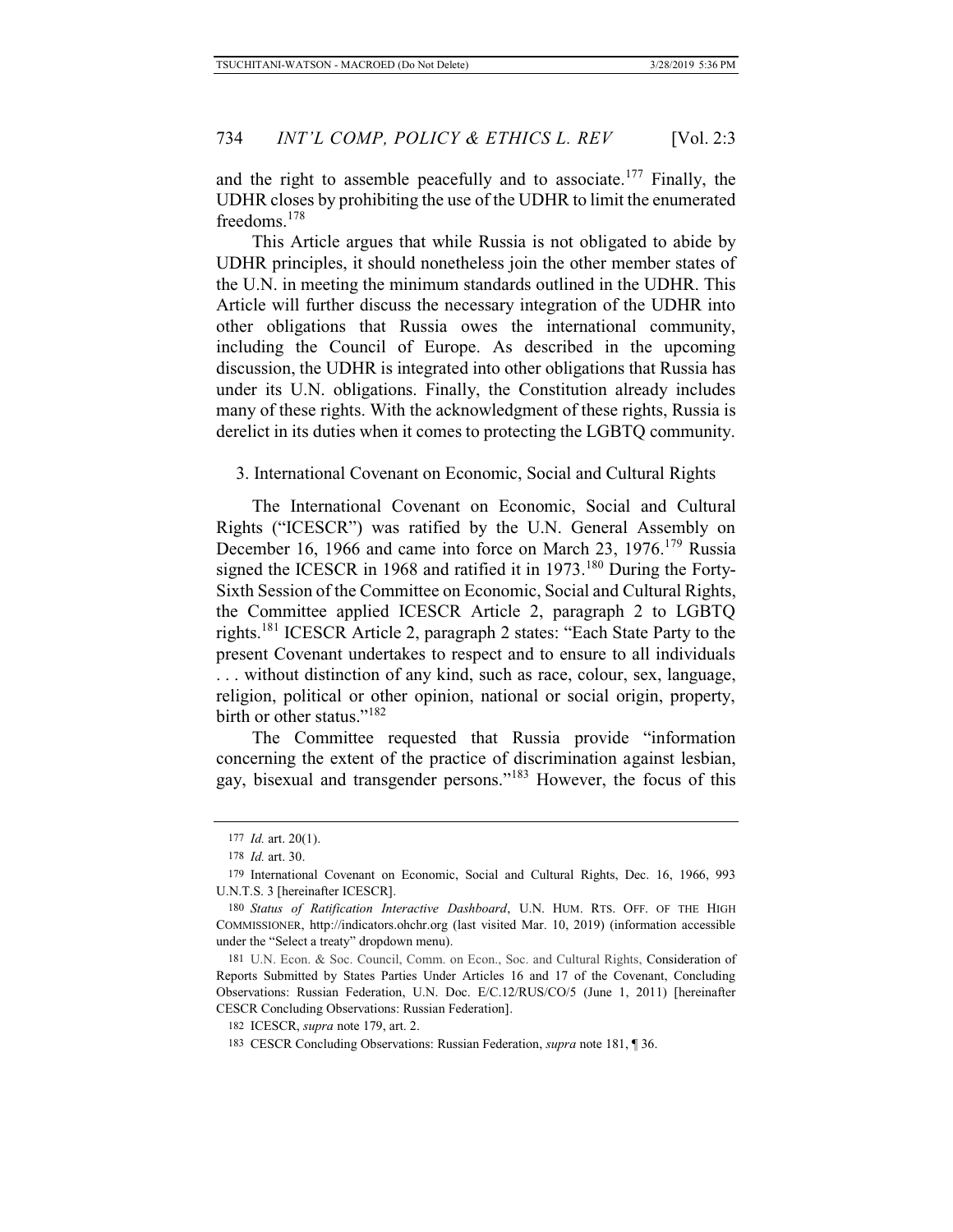and the right to assemble peacefully and to associate.[177] Finally, the UDHR closes by prohibiting the use of the UDHR to limit the enumerated freedoms.[178]

This Article argues that while Russia is not obligated to abide by UDHR principles, it should nonetheless join the other member states of the U.N. in meeting the minimum standards outlined in the UDHR. This Article will further discuss the necessary integration of the UDHR into other obligations that Russia owes the international community, including the Council of Europe. As described in the upcoming discussion, the UDHR is integrated into other obligations that Russia has under its U.N. obligations. Finally, the Constitution already includes many of these rights. With the acknowledgment of these rights, Russia is derelict in its duties when it comes to protecting the LGBTQ community.

### 3. International Covenant on Economic, Social and Cultural Rights

The International Covenant on Economic, Social and Cultural Rights ("ICESCR") was ratified by the U.N. General Assembly on December 16, 1966 and came into force on March 23, 1976.[179] Russia signed the ICESCR in 1968 and ratified it in 1973.[180] During the Forty-Sixth Session of the Committee on Economic, Social and Cultural Rights, the Committee applied ICESCR Article 2, paragraph 2 to LGBTQ rights.[181] ICESCR Article 2, paragraph 2 states: "Each State Party to the present Covenant undertakes to respect and to ensure to all individuals . . . without distinction of any kind, such as race, colour, sex, language, religion, political or other opinion, national or social origin, property, birth or other status."[182]

The Committee requested that Russia provide "information concerning the extent of the practice of discrimination against lesbian, gay, bisexual and transgender persons."[183] However, the focus of this

---

177 *Id.* art. 20(1).

178 *Id.* art. 30.

179 International Covenant on Economic, Social and Cultural Rights, Dec. 16, 1966, 993 U.N.T.S. 3 [hereinafter ICESCR].

180 *Status of Ratification Interactive Dashboard*, U.N. HUM. RTS. OFF. OF THE HIGH COMMISSIONER, http://indicators.ohchr.org (last visited Mar. 10, 2019) (information accessible under the "Select a treaty" dropdown menu).

181 U.N. Econ. & Soc. Council, Comm. on Econ., Soc. and Cultural Rights, Consideration of Reports Submitted by States Parties Under Articles 16 and 17 of the Covenant, Concluding Observations: Russian Federation, U.N. Doc. E/C.12/RUS/CO/5 (June 1, 2011) [hereinafter CESCR Concluding Observations: Russian Federation].

182 ICESCR, *supra* note 179, art. 2.

183 CESCR Concluding Observations: Russian Federation, *supra* note 181, ¶ 36.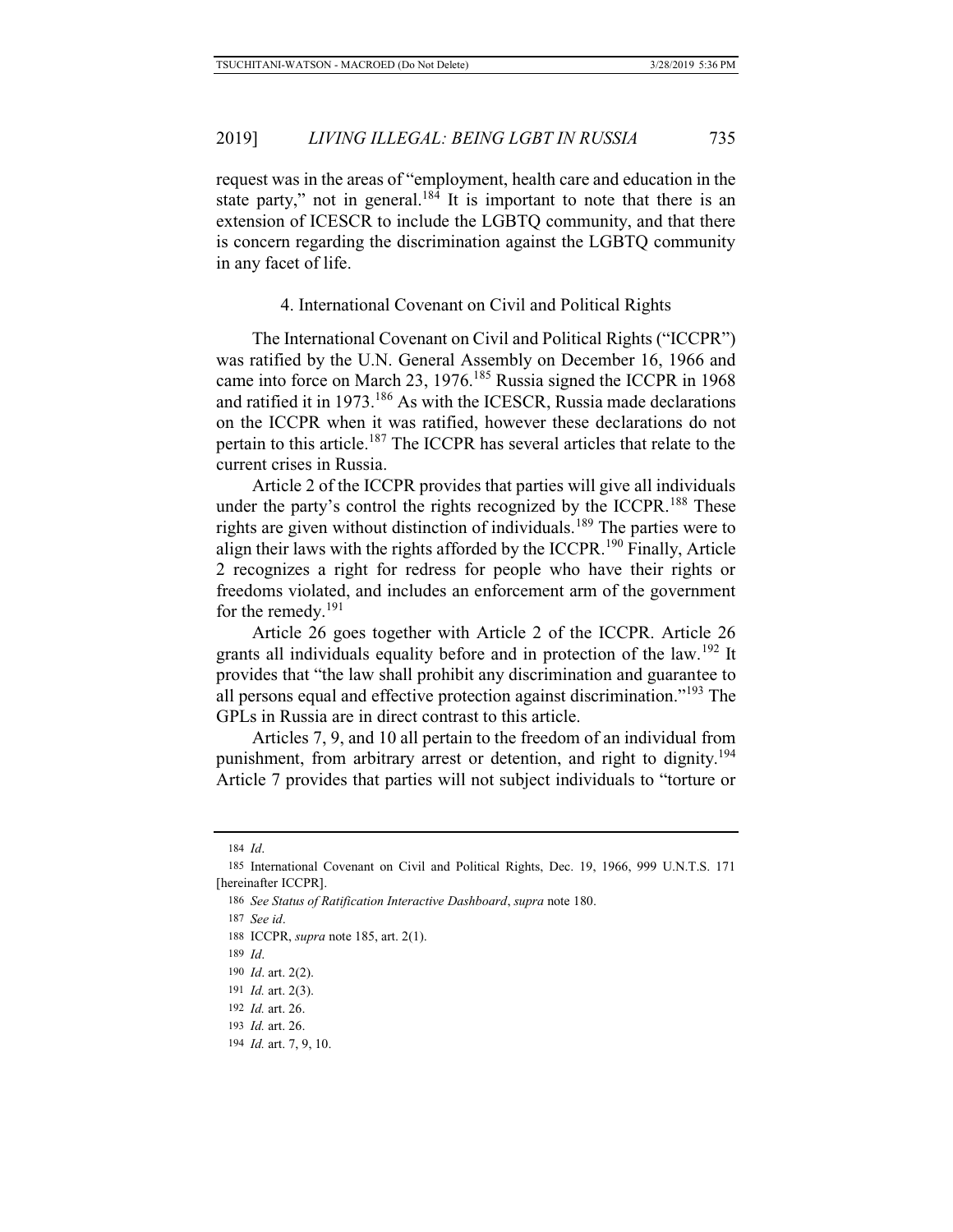request was in the areas of "employment, health care and education in the state party," not in general.[184] It is important to note that there is an extension of ICESCR to include the LGBTQ community, and that there is concern regarding the discrimination against the LGBTQ community in any facet of life.

#### 4. International Covenant on Civil and Political Rights

The International Covenant on Civil and Political Rights ("ICCPR") was ratified by the U.N. General Assembly on December 16, 1966 and came into force on March 23, 1976.[185] Russia signed the ICCPR in 1968 and ratified it in 1973.[186] As with the ICESCR, Russia made declarations on the ICCPR when it was ratified, however these declarations do not pertain to this article.[187] The ICCPR has several articles that relate to the current crises in Russia.

Article 2 of the ICCPR provides that parties will give all individuals under the party's control the rights recognized by the ICCPR.[188] These rights are given without distinction of individuals.[189] The parties were to align their laws with the rights afforded by the ICCPR.[190] Finally, Article 2 recognizes a right for redress for people who have their rights or freedoms violated, and includes an enforcement arm of the government for the remedy.[191]

Article 26 goes together with Article 2 of the ICCPR. Article 26 grants all individuals equality before and in protection of the law.[192] It provides that "the law shall prohibit any discrimination and guarantee to all persons equal and effective protection against discrimination."[193] The GPLs in Russia are in direct contrast to this article.

Articles 7, 9, and 10 all pertain to the freedom of an individual from punishment, from arbitrary arrest or detention, and right to dignity.[194] Article 7 provides that parties will not subject individuals to "torture or

---

184 *Id*.

185 International Covenant on Civil and Political Rights, Dec. 19, 1966, 999 U.N.T.S. 171 [hereinafter ICCPR].

186 *See Status of Ratification Interactive Dashboard*, *supra* note 180.

187 *See id*.

188 ICCPR, *supra* note 185, art. 2(1).

189 *Id*.

190 *Id*. art. 2(2).

191 *Id.* art. 2(3).

192 *Id.* art. 26.

193 *Id.* art. 26.

194 *Id.* art. 7, 9, 10.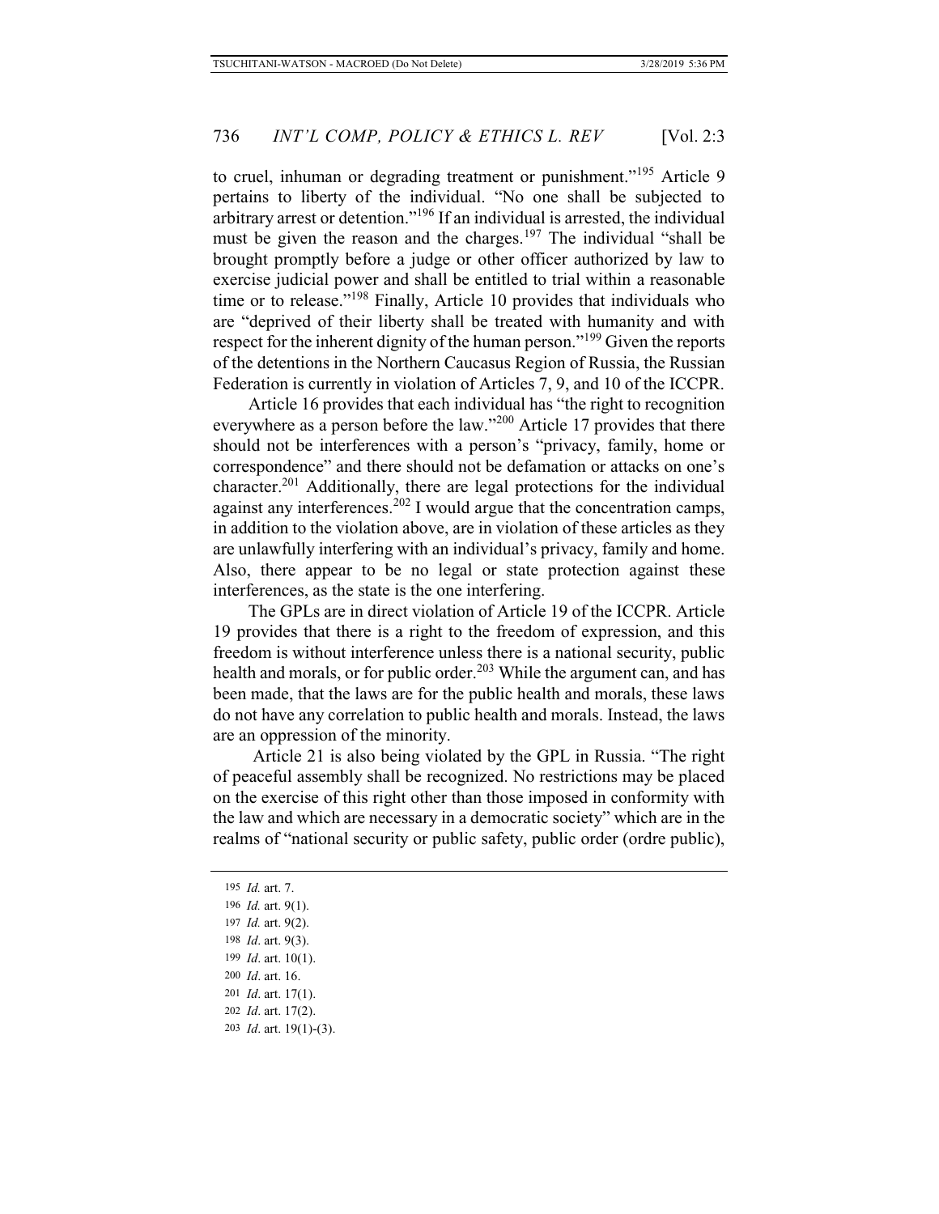to cruel, inhuman or degrading treatment or punishment."[195] Article 9 pertains to liberty of the individual. "No one shall be subjected to arbitrary arrest or detention."[196] If an individual is arrested, the individual must be given the reason and the charges.[197] The individual "shall be brought promptly before a judge or other officer authorized by law to exercise judicial power and shall be entitled to trial within a reasonable time or to release."[198] Finally, Article 10 provides that individuals who are "deprived of their liberty shall be treated with humanity and with respect for the inherent dignity of the human person."[199] Given the reports of the detentions in the Northern Caucasus Region of Russia, the Russian Federation is currently in violation of Articles 7, 9, and 10 of the ICCPR.

Article 16 provides that each individual has "the right to recognition everywhere as a person before the law."[200] Article 17 provides that there should not be interferences with a person's "privacy, family, home or correspondence" and there should not be defamation or attacks on one's character.[201] Additionally, there are legal protections for the individual against any interferences.[202] I would argue that the concentration camps, in addition to the violation above, are in violation of these articles as they are unlawfully interfering with an individual's privacy, family and home. Also, there appear to be no legal or state protection against these interferences, as the state is the one interfering.

The GPLs are in direct violation of Article 19 of the ICCPR. Article 19 provides that there is a right to the freedom of expression, and this freedom is without interference unless there is a national security, public health and morals, or for public order.[203] While the argument can, and has been made, that the laws are for the public health and morals, these laws do not have any correlation to public health and morals. Instead, the laws are an oppression of the minority.

Article 21 is also being violated by the GPL in Russia. "The right of peaceful assembly shall be recognized. No restrictions may be placed on the exercise of this right other than those imposed in conformity with the law and which are necessary in a democratic society" which are in the realms of "national security or public safety, public order (ordre public),

---

195 *Id.* art. 7.

196 *Id.* art. 9(1).

197 *Id.* art. 9(2).

198 *Id*. art. 9(3).

199 *Id*. art. 10(1).

200 *Id*. art. 16.

201 *Id*. art. 17(1).

202 *Id*. art. 17(2).

203 *Id*. art. 19(1)-(3).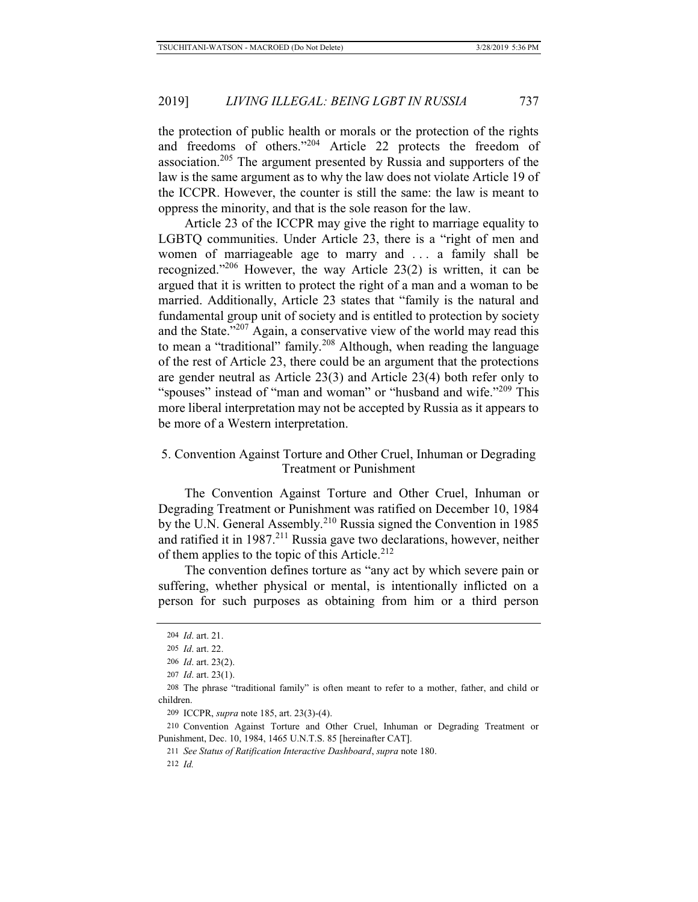the protection of public health or morals or the protection of the rights and freedoms of others."[204] Article 22 protects the freedom of association.[205] The argument presented by Russia and supporters of the law is the same argument as to why the law does not violate Article 19 of the ICCPR. However, the counter is still the same: the law is meant to oppress the minority, and that is the sole reason for the law.

Article 23 of the ICCPR may give the right to marriage equality to LGBTQ communities. Under Article 23, there is a "right of men and women of marriageable age to marry and . . . a family shall be recognized."[206] However, the way Article 23(2) is written, it can be argued that it is written to protect the right of a man and a woman to be married. Additionally, Article 23 states that "family is the natural and fundamental group unit of society and is entitled to protection by society and the State."[207] Again, a conservative view of the world may read this to mean a "traditional" family.[208] Although, when reading the language of the rest of Article 23, there could be an argument that the protections are gender neutral as Article 23(3) and Article 23(4) both refer only to "spouses" instead of "man and woman" or "husband and wife."[209] This more liberal interpretation may not be accepted by Russia as it appears to be more of a Western interpretation.

### 5. Convention Against Torture and Other Cruel, Inhuman or Degrading Treatment or Punishment

The Convention Against Torture and Other Cruel, Inhuman or Degrading Treatment or Punishment was ratified on December 10, 1984 by the U.N. General Assembly.[210] Russia signed the Convention in 1985 and ratified it in 1987.[211] Russia gave two declarations, however, neither of them applies to the topic of this Article.[212]

The convention defines torture as "any act by which severe pain or suffering, whether physical or mental, is intentionally inflicted on a person for such purposes as obtaining from him or a third person

---

204 *Id*. art. 21.

205 *Id*. art. 22.

206 *Id*. art. 23(2).

207 *Id*. art. 23(1).

208 The phrase "traditional family" is often meant to refer to a mother, father, and child or children.

209 ICCPR, *supra* note 185, art. 23(3)-(4).

210 Convention Against Torture and Other Cruel, Inhuman or Degrading Treatment or Punishment, Dec. 10, 1984, 1465 U.N.T.S. 85 [hereinafter CAT].

211 *See Status of Ratification Interactive Dashboard*, *supra* note 180.

212 *Id.*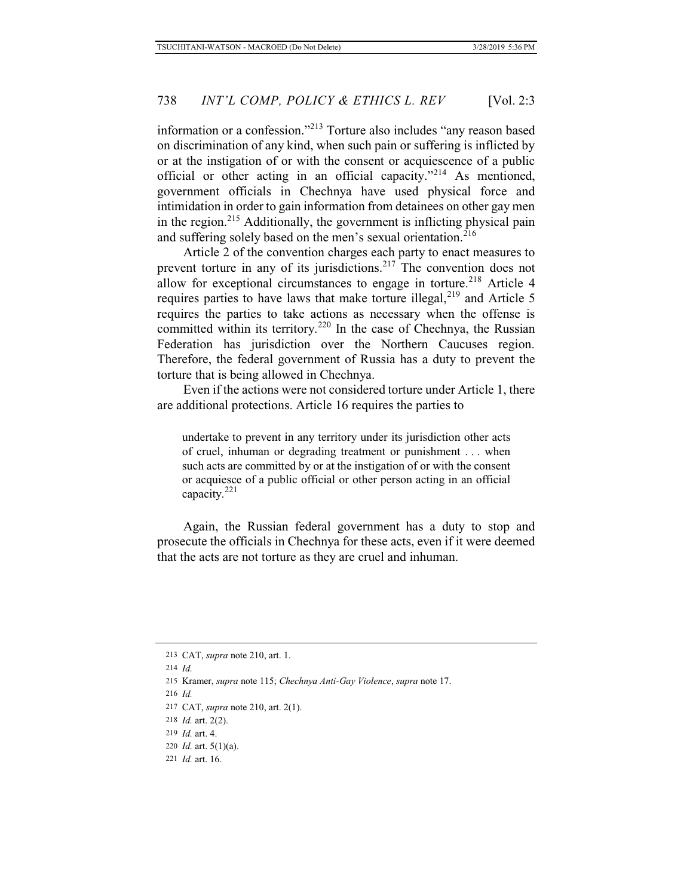information or a confession."[213] Torture also includes "any reason based on discrimination of any kind, when such pain or suffering is inflicted by or at the instigation of or with the consent or acquiescence of a public official or other acting in an official capacity."[214] As mentioned, government officials in Chechnya have used physical force and intimidation in order to gain information from detainees on other gay men in the region.[215] Additionally, the government is inflicting physical pain and suffering solely based on the men's sexual orientation.[216]

Article 2 of the convention charges each party to enact measures to prevent torture in any of its jurisdictions.[217] The convention does not allow for exceptional circumstances to engage in torture.[218] Article 4 requires parties to have laws that make torture illegal,[219] and Article 5 requires the parties to take actions as necessary when the offense is committed within its territory.[220] In the case of Chechnya, the Russian Federation has jurisdiction over the Northern Caucuses region. Therefore, the federal government of Russia has a duty to prevent the torture that is being allowed in Chechnya.

Even if the actions were not considered torture under Article 1, there are additional protections. Article 16 requires the parties to

> undertake to prevent in any territory under its jurisdiction other acts of cruel, inhuman or degrading treatment or punishment . . . when such acts are committed by or at the instigation of or with the consent or acquiesce of a public official or other person acting in an official capacity.[221]

Again, the Russian federal government has a duty to stop and prosecute the officials in Chechnya for these acts, even if it were deemed that the acts are not torture as they are cruel and inhuman.

---

213 CAT, *supra* note 210, art. 1.

214 *Id.*

215 Kramer, *supra* note 115; *Chechnya Anti-Gay Violence*, *supra* note 17.

216 *Id.*

217 CAT, *supra* note 210, art. 2(1).

218 *Id.* art. 2(2).

219 *Id.* art. 4.

220 *Id.* art. 5(1)(a).

221 *Id.* art. 16.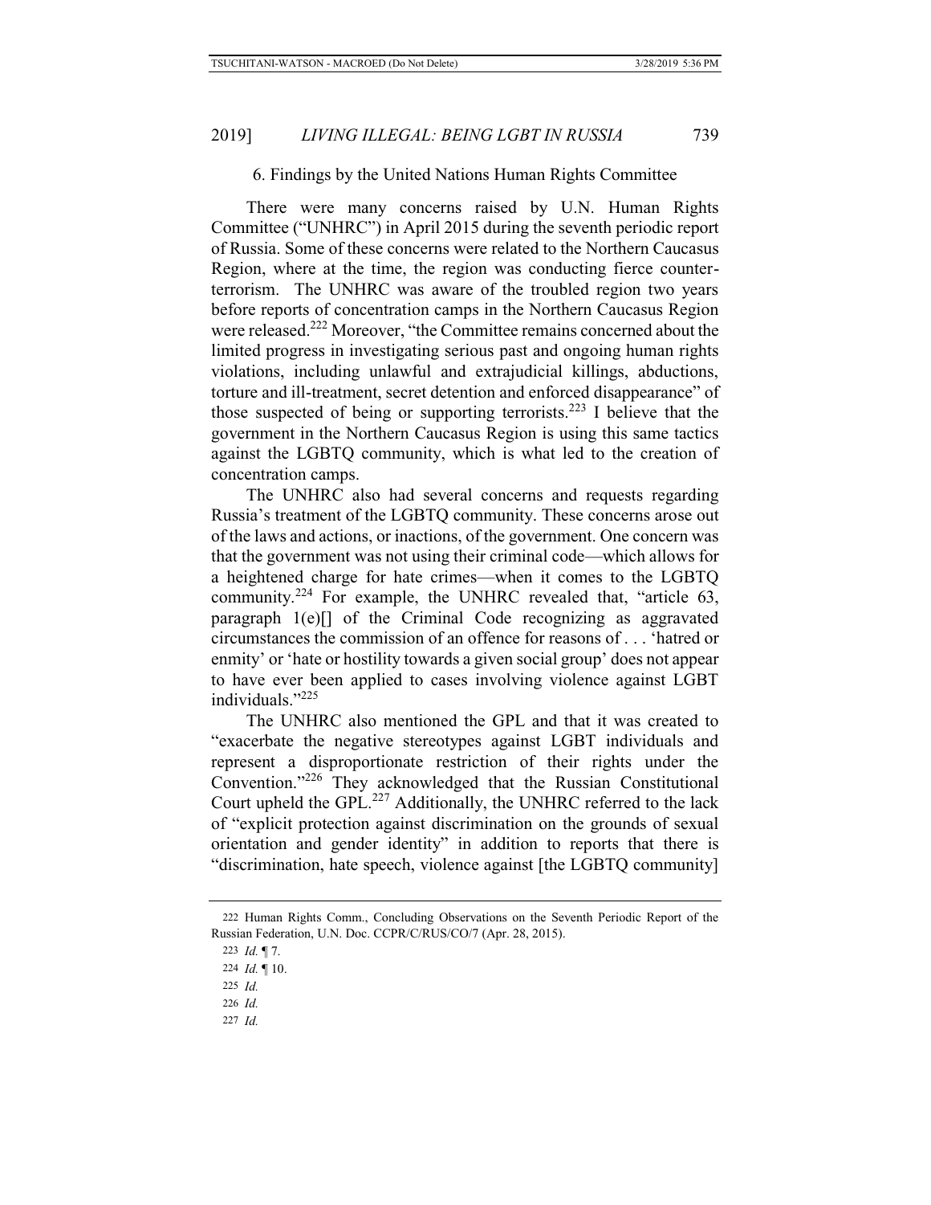#### 6. Findings by the United Nations Human Rights Committee

There were many concerns raised by U.N. Human Rights Committee ("UNHRC") in April 2015 during the seventh periodic report of Russia. Some of these concerns were related to the Northern Caucasus Region, where at the time, the region was conducting fierce counter-terrorism. The UNHRC was aware of the troubled region two years before reports of concentration camps in the Northern Caucasus Region were released.[222] Moreover, "the Committee remains concerned about the limited progress in investigating serious past and ongoing human rights violations, including unlawful and extrajudicial killings, abductions, torture and ill-treatment, secret detention and enforced disappearance" of those suspected of being or supporting terrorists.[223] I believe that the government in the Northern Caucasus Region is using this same tactics against the LGBTQ community, which is what led to the creation of concentration camps.

The UNHRC also had several concerns and requests regarding Russia's treatment of the LGBTQ community. These concerns arose out of the laws and actions, or inactions, of the government. One concern was that the government was not using their criminal code—which allows for a heightened charge for hate crimes—when it comes to the LGBTQ community.[224] For example, the UNHRC revealed that, "article 63, paragraph 1(e)[] of the Criminal Code recognizing as aggravated circumstances the commission of an offence for reasons of . . . 'hatred or enmity' or 'hate or hostility towards a given social group' does not appear to have ever been applied to cases involving violence against LGBT individuals."[225]

The UNHRC also mentioned the GPL and that it was created to "exacerbate the negative stereotypes against LGBT individuals and represent a disproportionate restriction of their rights under the Convention."[226] They acknowledged that the Russian Constitutional Court upheld the GPL.[227] Additionally, the UNHRC referred to the lack of "explicit protection against discrimination on the grounds of sexual orientation and gender identity" in addition to reports that there is "discrimination, hate speech, violence against [the LGBTQ community]

---

222 Human Rights Comm., Concluding Observations on the Seventh Periodic Report of the Russian Federation, U.N. Doc. CCPR/C/RUS/CO/7 (Apr. 28, 2015).

223 *Id.* ¶ 7.

224 *Id.* ¶ 10.

225 *Id.*

226 *Id.*

227 *Id.*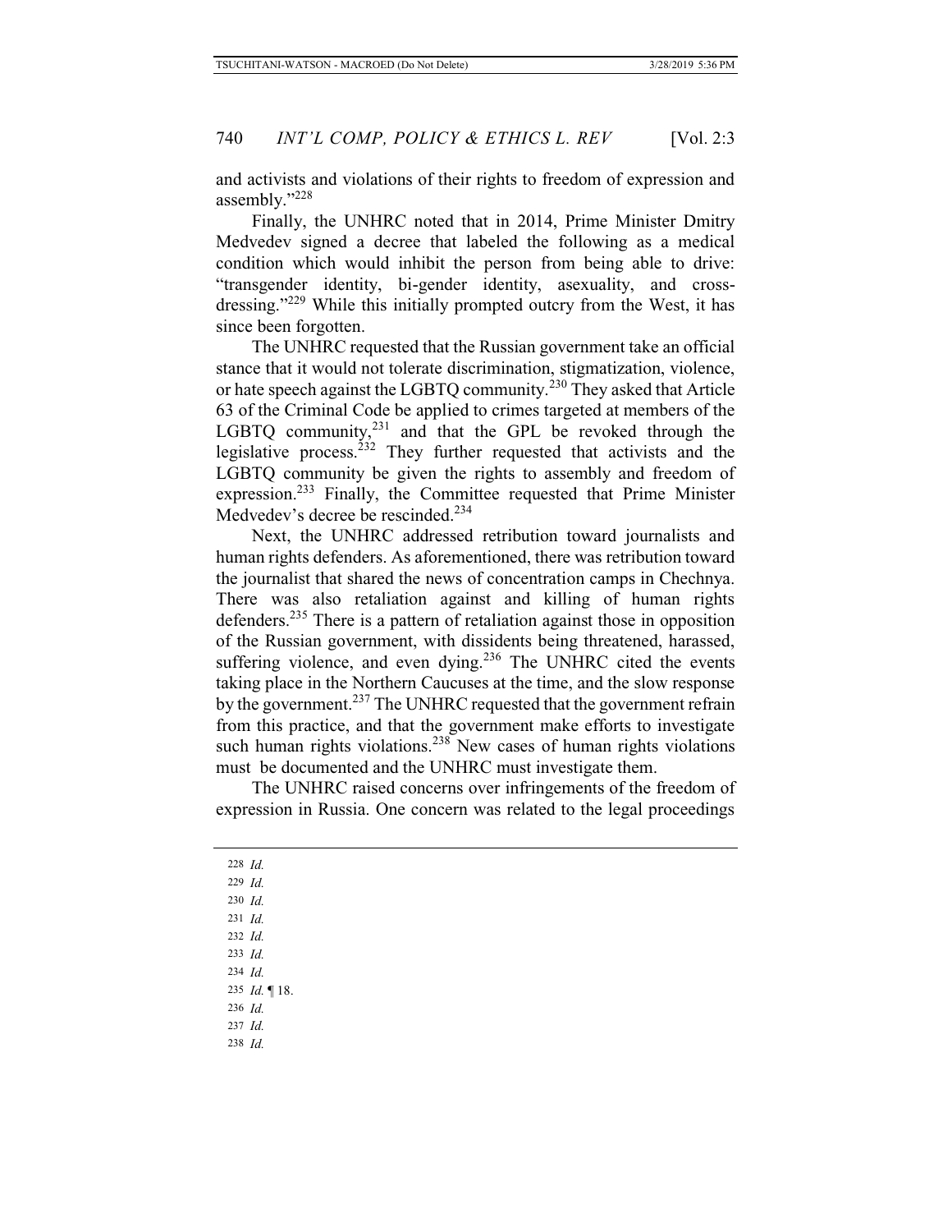and activists and violations of their rights to freedom of expression and assembly."[228]

Finally, the UNHRC noted that in 2014, Prime Minister Dmitry Medvedev signed a decree that labeled the following as a medical condition which would inhibit the person from being able to drive: "transgender identity, bi-gender identity, asexuality, and cross-dressing."[229] While this initially prompted outcry from the West, it has since been forgotten.

The UNHRC requested that the Russian government take an official stance that it would not tolerate discrimination, stigmatization, violence, or hate speech against the LGBTQ community.[230] They asked that Article 63 of the Criminal Code be applied to crimes targeted at members of the LGBTQ community,[231] and that the GPL be revoked through the legislative process.[232] They further requested that activists and the LGBTQ community be given the rights to assembly and freedom of expression.[233] Finally, the Committee requested that Prime Minister Medvedev's decree be rescinded.[234]

Next, the UNHRC addressed retribution toward journalists and human rights defenders. As aforementioned, there was retribution toward the journalist that shared the news of concentration camps in Chechnya. There was also retaliation against and killing of human rights defenders.[235] There is a pattern of retaliation against those in opposition of the Russian government, with dissidents being threatened, harassed, suffering violence, and even dying.[236] The UNHRC cited the events taking place in the Northern Caucuses at the time, and the slow response by the government.[237] The UNHRC requested that the government refrain from this practice, and that the government make efforts to investigate such human rights violations.[238] New cases of human rights violations must be documented and the UNHRC must investigate them.

The UNHRC raised concerns over infringements of the freedom of expression in Russia. One concern was related to the legal proceedings

---

228 *Id.*
229 *Id.*
230 *Id.*
231 *Id.*
232 *Id.*
233 *Id.*
234 *Id.*
235 *Id.* ¶ 18.
236 *Id.*
237 *Id.*
238 *Id.*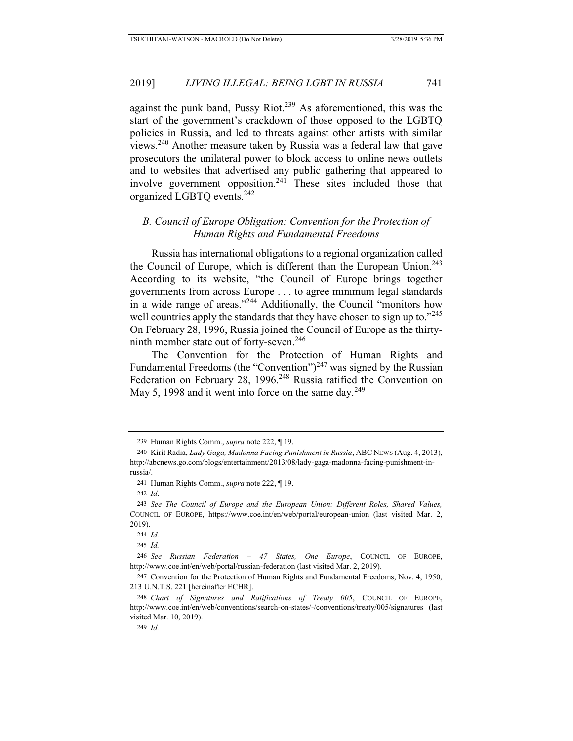against the punk band, Pussy Riot.[239] As aforementioned, this was the start of the government's crackdown of those opposed to the LGBTQ policies in Russia, and led to threats against other artists with similar views.[240] Another measure taken by Russia was a federal law that gave prosecutors the unilateral power to block access to online news outlets and to websites that advertised any public gathering that appeared to involve government opposition.[241] These sites included those that organized LGBTQ events.[242]

### *B. Council of Europe Obligation: Convention for the Protection of Human Rights and Fundamental Freedoms*

Russia has international obligations to a regional organization called the Council of Europe, which is different than the European Union.[243] According to its website, "the Council of Europe brings together governments from across Europe . . . to agree minimum legal standards in a wide range of areas."[244] Additionally, the Council "monitors how well countries apply the standards that they have chosen to sign up to."[245] On February 28, 1996, Russia joined the Council of Europe as the thirty-ninth member state out of forty-seven.[246]

The Convention for the Protection of Human Rights and Fundamental Freedoms (the "Convention")[247] was signed by the Russian Federation on February 28, 1996.[248] Russia ratified the Convention on May 5, 1998 and it went into force on the same day.[249]

---

239 Human Rights Comm., *supra* note 222, ¶ 19.

240 Kirit Radia, *Lady Gaga, Madonna Facing Punishment in Russia*, ABC NEWS (Aug. 4, 2013), http://abcnews.go.com/blogs/entertainment/2013/08/lady-gaga-madonna-facing-punishment-in-russia/.

241 Human Rights Comm., *supra* note 222, ¶ 19.

242 *Id*.

243 *See The Council of Europe and the European Union: Different Roles, Shared Values,* COUNCIL OF EUROPE, https://www.coe.int/en/web/portal/european-union (last visited Mar. 2, 2019).

244 *Id.*

245 *Id.*

246 *See Russian Federation – 47 States, One Europe*, COUNCIL OF EUROPE, http://www.coe.int/en/web/portal/russian-federation (last visited Mar. 2, 2019).

247 Convention for the Protection of Human Rights and Fundamental Freedoms, Nov. 4, 1950, 213 U.N.T.S. 221 [hereinafter ECHR].

248 *Chart of Signatures and Ratifications of Treaty 005*, COUNCIL OF EUROPE, http://www.coe.int/en/web/conventions/search-on-states/-/conventions/treaty/005/signatures (last visited Mar. 10, 2019).

249 *Id.*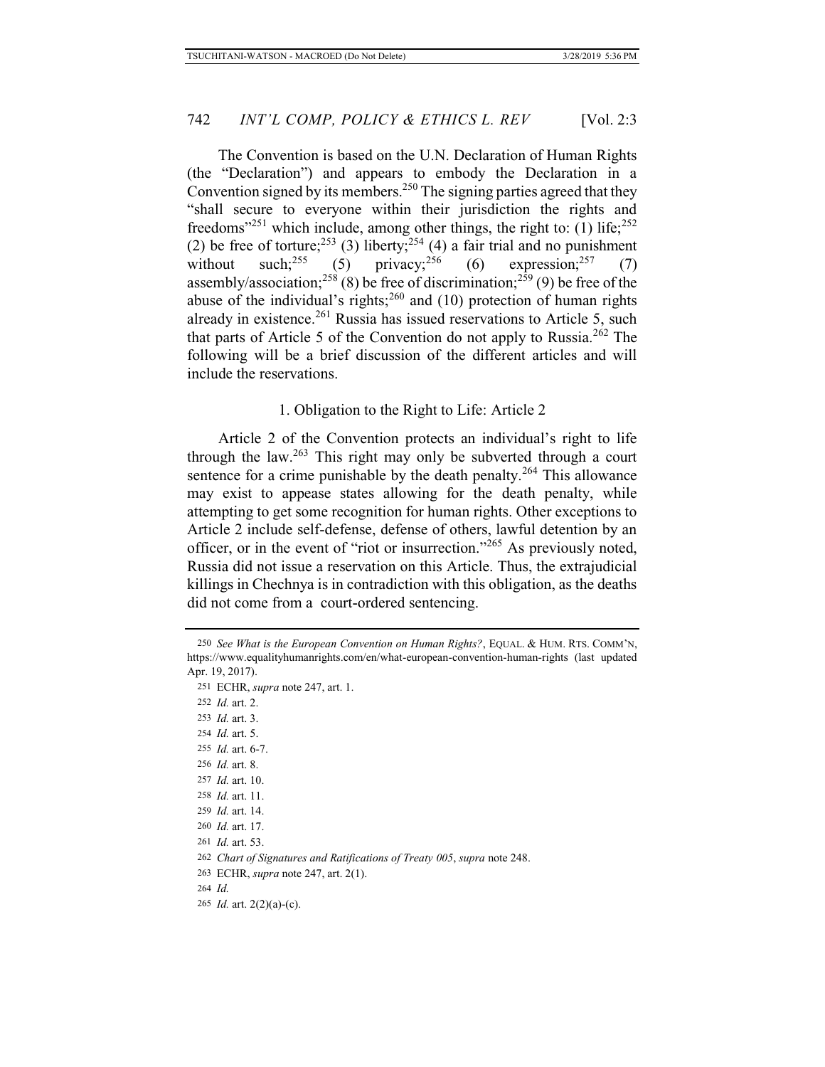The Convention is based on the U.N. Declaration of Human Rights (the "Declaration") and appears to embody the Declaration in a Convention signed by its members.[250] The signing parties agreed that they "shall secure to everyone within their jurisdiction the rights and freedoms"[251] which include, among other things, the right to: (1) life;[252] (2) be free of torture;[253] (3) liberty;[254] (4) a fair trial and no punishment without such;[255] (5) privacy;[256] (6) expression;[257] (7) assembly/association;[258] (8) be free of discrimination;[259] (9) be free of the abuse of the individual's rights;[260] and (10) protection of human rights already in existence.[261] Russia has issued reservations to Article 5, such that parts of Article 5 of the Convention do not apply to Russia.[262] The following will be a brief discussion of the different articles and will include the reservations.

### 1. Obligation to the Right to Life: Article 2

Article 2 of the Convention protects an individual's right to life through the law.[263] This right may only be subverted through a court sentence for a crime punishable by the death penalty.[264] This allowance may exist to appease states allowing for the death penalty, while attempting to get some recognition for human rights. Other exceptions to Article 2 include self-defense, defense of others, lawful detention by an officer, or in the event of "riot or insurrection."[265] As previously noted, Russia did not issue a reservation on this Article. Thus, the extrajudicial killings in Chechnya is in contradiction with this obligation, as the deaths did not come from a court-ordered sentencing.

---

250 *See What is the European Convention on Human Rights?*, EQUAL. & HUM. RTS. COMM'N, https://www.equalityhumanrights.com/en/what-european-convention-human-rights (last updated Apr. 19, 2017).

251 ECHR, *supra* note 247, art. 1.

252 *Id.* art. 2.

253 *Id.* art. 3.

254 *Id.* art. 5.

255 *Id.* art. 6-7.

256 *Id.* art. 8.

257 *Id.* art. 10.

258 *Id.* art. 11.

259 *Id.* art. 14.

260 *Id.* art. 17.

261 *Id.* art. 53.

262 *Chart of Signatures and Ratifications of Treaty 005*, *supra* note 248.

263 ECHR, *supra* note 247, art. 2(1).

264 *Id.*

265 *Id.* art. 2(2)(a)-(c).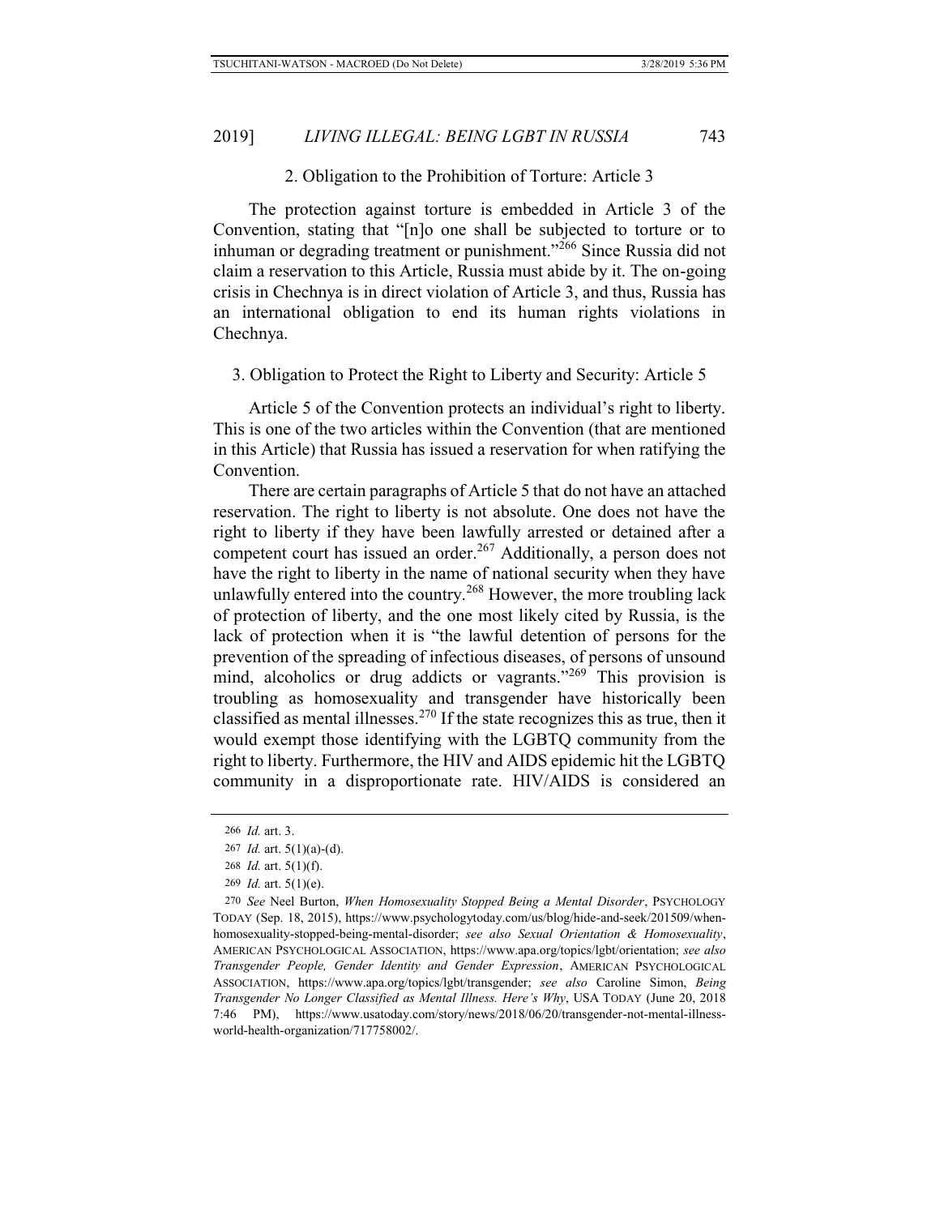### 2. Obligation to the Prohibition of Torture: Article 3

The protection against torture is embedded in Article 3 of the Convention, stating that "[n]o one shall be subjected to torture or to inhuman or degrading treatment or punishment."[266] Since Russia did not claim a reservation to this Article, Russia must abide by it. The on-going crisis in Chechnya is in direct violation of Article 3, and thus, Russia has an international obligation to end its human rights violations in Chechnya.

### 3. Obligation to Protect the Right to Liberty and Security: Article 5

Article 5 of the Convention protects an individual's right to liberty. This is one of the two articles within the Convention (that are mentioned in this Article) that Russia has issued a reservation for when ratifying the Convention.

There are certain paragraphs of Article 5 that do not have an attached reservation. The right to liberty is not absolute. One does not have the right to liberty if they have been lawfully arrested or detained after a competent court has issued an order.[267] Additionally, a person does not have the right to liberty in the name of national security when they have unlawfully entered into the country.[268] However, the more troubling lack of protection of liberty, and the one most likely cited by Russia, is the lack of protection when it is "the lawful detention of persons for the prevention of the spreading of infectious diseases, of persons of unsound mind, alcoholics or drug addicts or vagrants."[269] This provision is troubling as homosexuality and transgender have historically been classified as mental illnesses.[270] If the state recognizes this as true, then it would exempt those identifying with the LGBTQ community from the right to liberty. Furthermore, the HIV and AIDS epidemic hit the LGBTQ community in a disproportionate rate. HIV/AIDS is considered an

---

266 *Id.* art. 3.

267 *Id.* art. 5(1)(a)-(d).

268 *Id.* art. 5(1)(f).

269 *Id.* art. 5(1)(e).

270 *See* Neel Burton, *When Homosexuality Stopped Being a Mental Disorder*, PSYCHOLOGY TODAY (Sep. 18, 2015), https://www.psychologytoday.com/us/blog/hide-and-seek/201509/when-homosexuality-stopped-being-mental-disorder; *see also Sexual Orientation & Homosexuality*, AMERICAN PSYCHOLOGICAL ASSOCIATION, https://www.apa.org/topics/lgbt/orientation; *see also Transgender People, Gender Identity and Gender Expression*, AMERICAN PSYCHOLOGICAL ASSOCIATION, https://www.apa.org/topics/lgbt/transgender; *see also* Caroline Simon, *Being Transgender No Longer Classified as Mental Illness. Here's Why*, USA TODAY (June 20, 2018 7:46 PM), https://www.usatoday.com/story/news/2018/06/20/transgender-not-mental-illness-world-health-organization/717758002/.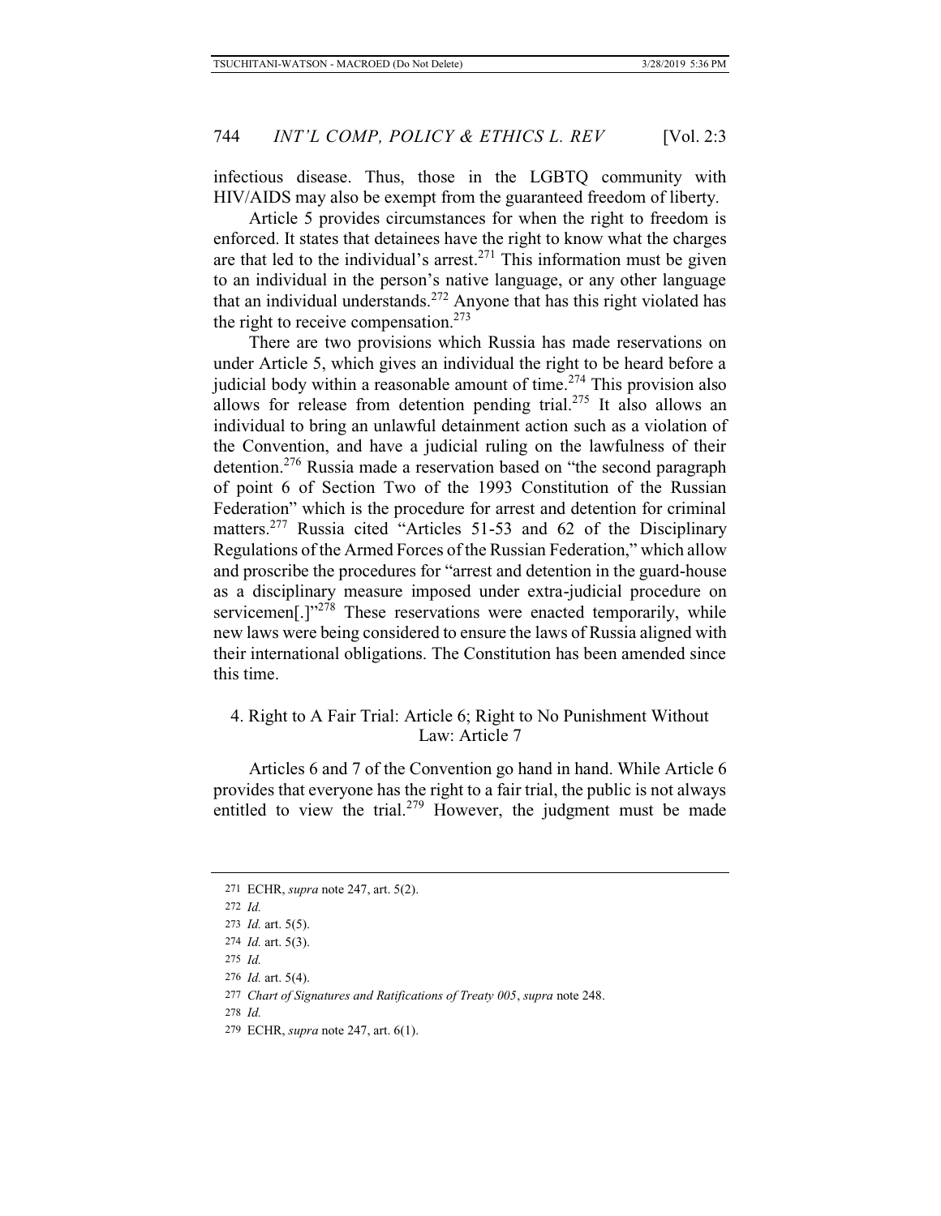infectious disease. Thus, those in the LGBTQ community with HIV/AIDS may also be exempt from the guaranteed freedom of liberty.

Article 5 provides circumstances for when the right to freedom is enforced. It states that detainees have the right to know what the charges are that led to the individual's arrest.[271] This information must be given to an individual in the person's native language, or any other language that an individual understands.[272] Anyone that has this right violated has the right to receive compensation.[273]

There are two provisions which Russia has made reservations on under Article 5, which gives an individual the right to be heard before a judicial body within a reasonable amount of time.[274] This provision also allows for release from detention pending trial.[275] It also allows an individual to bring an unlawful detainment action such as a violation of the Convention, and have a judicial ruling on the lawfulness of their detention.[276] Russia made a reservation based on "the second paragraph of point 6 of Section Two of the 1993 Constitution of the Russian Federation" which is the procedure for arrest and detention for criminal matters.[277] Russia cited "Articles 51-53 and 62 of the Disciplinary Regulations of the Armed Forces of the Russian Federation," which allow and proscribe the procedures for "arrest and detention in the guard-house as a disciplinary measure imposed under extra-judicial procedure on servicemen[.]"[278] These reservations were enacted temporarily, while new laws were being considered to ensure the laws of Russia aligned with their international obligations. The Constitution has been amended since this time.

### 4. Right to A Fair Trial: Article 6; Right to No Punishment Without Law: Article 7

Articles 6 and 7 of the Convention go hand in hand. While Article 6 provides that everyone has the right to a fair trial, the public is not always entitled to view the trial.[279] However, the judgment must be made

---

271 ECHR, *supra* note 247, art. 5(2).

272 *Id.*

273 *Id.* art. 5(5).

274 *Id.* art. 5(3).

275 *Id.*

276 *Id.* art. 5(4).

277 *Chart of Signatures and Ratifications of Treaty 005*, *supra* note 248.

278 *Id.*

279 ECHR, *supra* note 247, art. 6(1).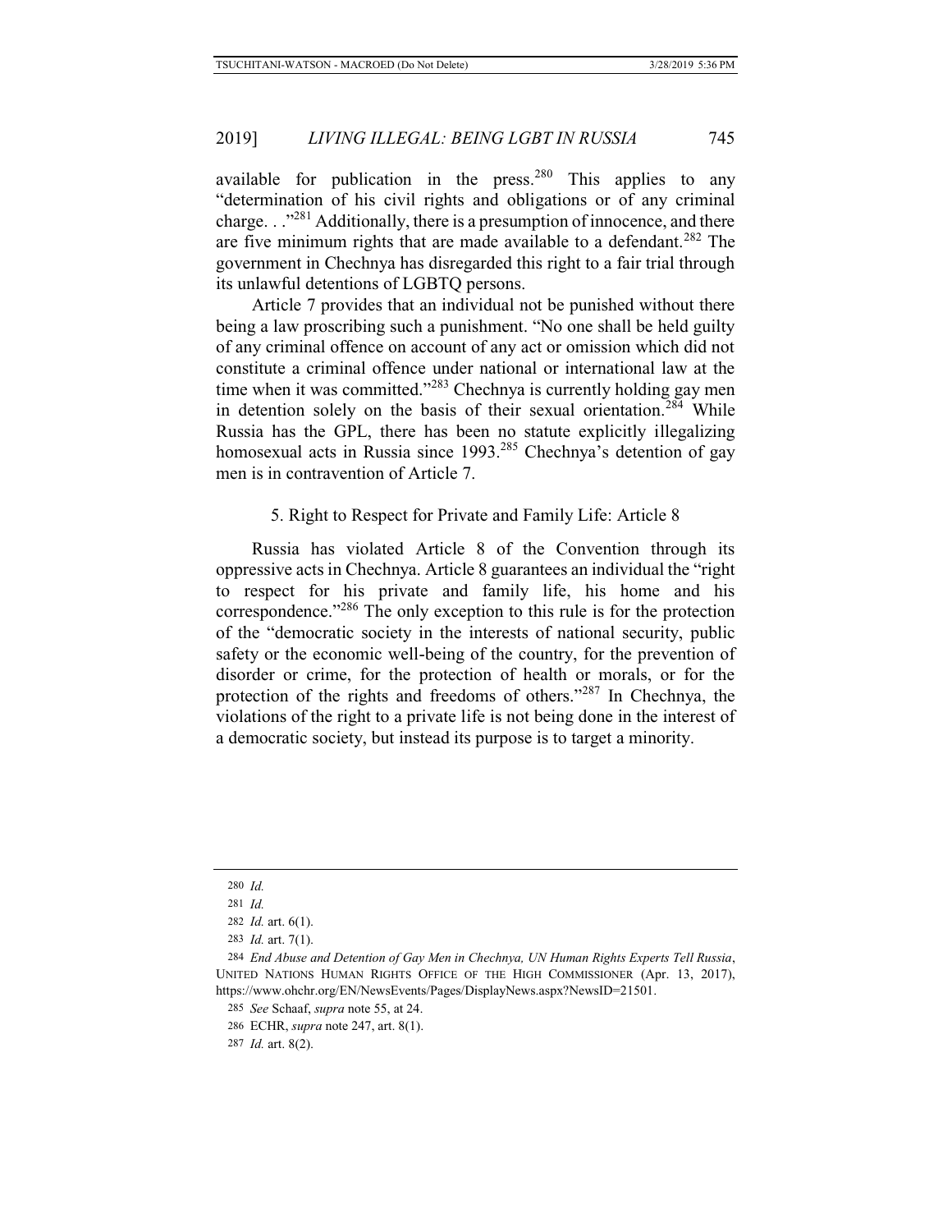available for publication in the press.[280] This applies to any "determination of his civil rights and obligations or of any criminal charge. . ."[281] Additionally, there is a presumption of innocence, and there are five minimum rights that are made available to a defendant.[282] The government in Chechnya has disregarded this right to a fair trial through its unlawful detentions of LGBTQ persons.

Article 7 provides that an individual not be punished without there being a law proscribing such a punishment. "No one shall be held guilty of any criminal offence on account of any act or omission which did not constitute a criminal offence under national or international law at the time when it was committed."[283] Chechnya is currently holding gay men in detention solely on the basis of their sexual orientation.[284] While Russia has the GPL, there has been no statute explicitly illegalizing homosexual acts in Russia since 1993.[285] Chechnya's detention of gay men is in contravention of Article 7.

### 5. Right to Respect for Private and Family Life: Article 8

Russia has violated Article 8 of the Convention through its oppressive acts in Chechnya. Article 8 guarantees an individual the "right to respect for his private and family life, his home and his correspondence."[286] The only exception to this rule is for the protection of the "democratic society in the interests of national security, public safety or the economic well-being of the country, for the prevention of disorder or crime, for the protection of health or morals, or for the protection of the rights and freedoms of others."[287] In Chechnya, the violations of the right to a private life is not being done in the interest of a democratic society, but instead its purpose is to target a minority.

---

280 *Id.*

281 *Id.*

282 *Id.* art. 6(1).

283 *Id.* art. 7(1).

284 *End Abuse and Detention of Gay Men in Chechnya, UN Human Rights Experts Tell Russia*, UNITED NATIONS HUMAN RIGHTS OFFICE OF THE HIGH COMMISSIONER (Apr. 13, 2017), https://www.ohchr.org/EN/NewsEvents/Pages/DisplayNews.aspx?NewsID=21501.

285 *See* Schaaf, *supra* note 55, at 24.

286 ECHR, *supra* note 247, art. 8(1).

287 *Id.* art. 8(2).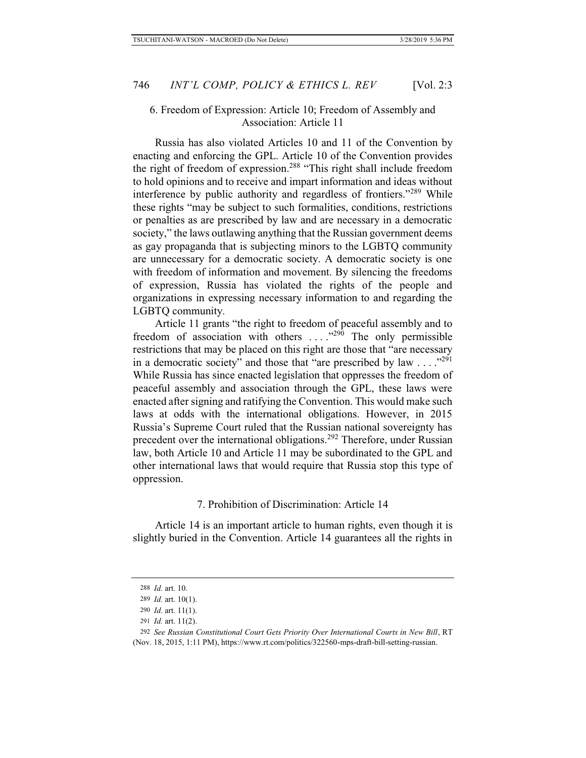### 6. Freedom of Expression: Article 10; Freedom of Assembly and Association: Article 11

Russia has also violated Articles 10 and 11 of the Convention by enacting and enforcing the GPL. Article 10 of the Convention provides the right of freedom of expression.[288] "This right shall include freedom to hold opinions and to receive and impart information and ideas without interference by public authority and regardless of frontiers."[289] While these rights "may be subject to such formalities, conditions, restrictions or penalties as are prescribed by law and are necessary in a democratic society," the laws outlawing anything that the Russian government deems as gay propaganda that is subjecting minors to the LGBTQ community are unnecessary for a democratic society. A democratic society is one with freedom of information and movement. By silencing the freedoms of expression, Russia has violated the rights of the people and organizations in expressing necessary information to and regarding the LGBTQ community.

Article 11 grants "the right to freedom of peaceful assembly and to freedom of association with others . . . ."[290] The only permissible restrictions that may be placed on this right are those that "are necessary in a democratic society" and those that "are prescribed by law . . . ."[291] While Russia has since enacted legislation that oppresses the freedom of peaceful assembly and association through the GPL, these laws were enacted after signing and ratifying the Convention. This would make such laws at odds with the international obligations. However, in 2015 Russia's Supreme Court ruled that the Russian national sovereignty has precedent over the international obligations.[292] Therefore, under Russian law, both Article 10 and Article 11 may be subordinated to the GPL and other international laws that would require that Russia stop this type of oppression.

### 7. Prohibition of Discrimination: Article 14

Article 14 is an important article to human rights, even though it is slightly buried in the Convention. Article 14 guarantees all the rights in

---

288 *Id.* art. 10.

289 *Id.* art. 10(1).

290 *Id.* art. 11(1).

291 *Id.* art. 11(2).

292 *See Russian Constitutional Court Gets Priority Over International Courts in New Bill*, RT (Nov. 18, 2015, 1:11 PM), https://www.rt.com/politics/322560-mps-draft-bill-setting-russian.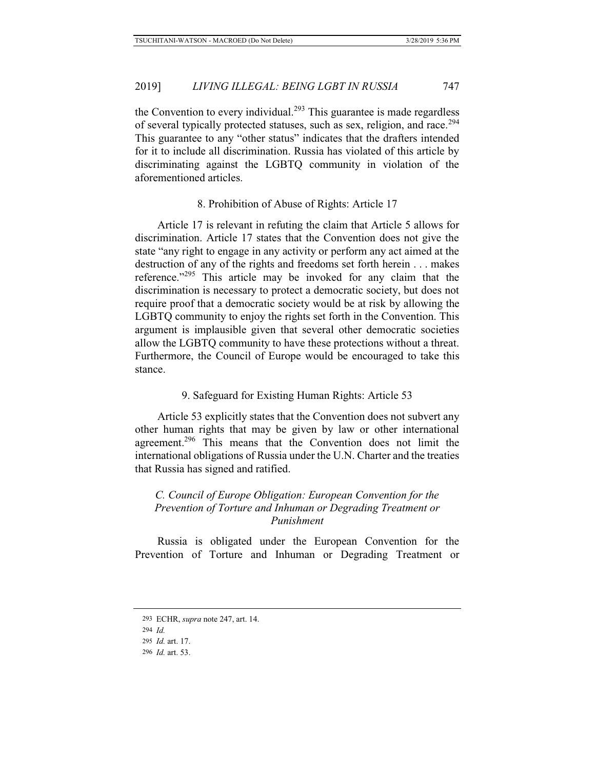the Convention to every individual.[293] This guarantee is made regardless of several typically protected statuses, such as sex, religion, and race.[294] This guarantee to any "other status" indicates that the drafters intended for it to include all discrimination. Russia has violated of this article by discriminating against the LGBTQ community in violation of the aforementioned articles.

#### 8. Prohibition of Abuse of Rights: Article 17

Article 17 is relevant in refuting the claim that Article 5 allows for discrimination. Article 17 states that the Convention does not give the state "any right to engage in any activity or perform any act aimed at the destruction of any of the rights and freedoms set forth herein . . . makes reference."[295] This article may be invoked for any claim that the discrimination is necessary to protect a democratic society, but does not require proof that a democratic society would be at risk by allowing the LGBTQ community to enjoy the rights set forth in the Convention. This argument is implausible given that several other democratic societies allow the LGBTQ community to have these protections without a threat. Furthermore, the Council of Europe would be encouraged to take this stance.

#### 9. Safeguard for Existing Human Rights: Article 53

Article 53 explicitly states that the Convention does not subvert any other human rights that may be given by law or other international agreement.[296] This means that the Convention does not limit the international obligations of Russia under the U.N. Charter and the treaties that Russia has signed and ratified.

### *C. Council of Europe Obligation: European Convention for the Prevention of Torture and Inhuman or Degrading Treatment or Punishment*

Russia is obligated under the European Convention for the Prevention of Torture and Inhuman or Degrading Treatment or

---

293 ECHR, *supra* note 247, art. 14.

294 *Id.*

295 *Id.* art. 17.

296 *Id.* art. 53.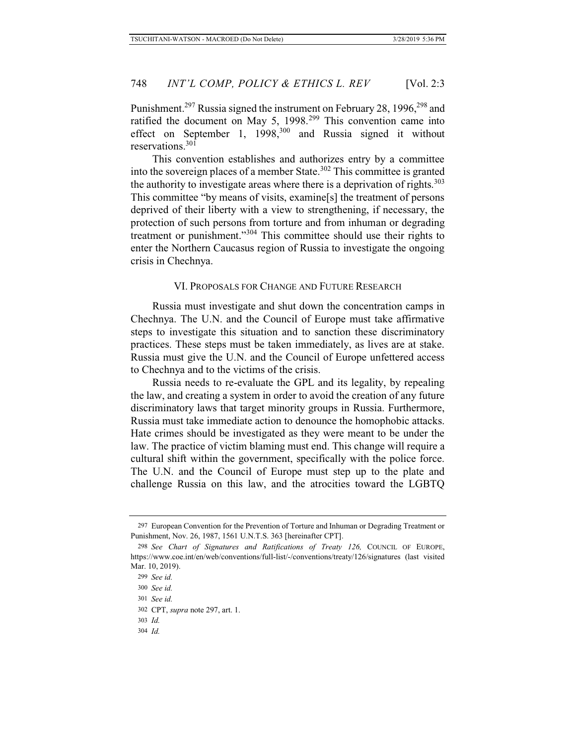Punishment.[297] Russia signed the instrument on February 28, 1996,[298] and ratified the document on May 5, 1998.[299] This convention came into effect on September 1, 1998,[300] and Russia signed it without reservations.[301]

This convention establishes and authorizes entry by a committee into the sovereign places of a member State.[302] This committee is granted the authority to investigate areas where there is a deprivation of rights.[303] This committee "by means of visits, examine[s] the treatment of persons deprived of their liberty with a view to strengthening, if necessary, the protection of such persons from torture and from inhuman or degrading treatment or punishment."[304] This committee should use their rights to enter the Northern Caucasus region of Russia to investigate the ongoing crisis in Chechnya.

## VI. Proposals for Change and Future Research

Russia must investigate and shut down the concentration camps in Chechnya. The U.N. and the Council of Europe must take affirmative steps to investigate this situation and to sanction these discriminatory practices. These steps must be taken immediately, as lives are at stake. Russia must give the U.N. and the Council of Europe unfettered access to Chechnya and to the victims of the crisis.

Russia needs to re-evaluate the GPL and its legality, by repealing the law, and creating a system in order to avoid the creation of any future discriminatory laws that target minority groups in Russia. Furthermore, Russia must take immediate action to denounce the homophobic attacks. Hate crimes should be investigated as they were meant to be under the law. The practice of victim blaming must end. This change will require a cultural shift within the government, specifically with the police force. The U.N. and the Council of Europe must step up to the plate and challenge Russia on this law, and the atrocities toward the LGBTQ

---

297 European Convention for the Prevention of Torture and Inhuman or Degrading Treatment or Punishment, Nov. 26, 1987, 1561 U.N.T.S. 363 [hereinafter CPT].

298 *See Chart of Signatures and Ratifications of Treaty 126,* COUNCIL OF EUROPE, https://www.coe.int/en/web/conventions/full-list/-/conventions/treaty/126/signatures (last visited Mar. 10, 2019).

299 *See id.*

300 *See id.*

301 *See id.*

302 CPT, *supra* note 297, art. 1.

303 *Id.*

304 *Id.*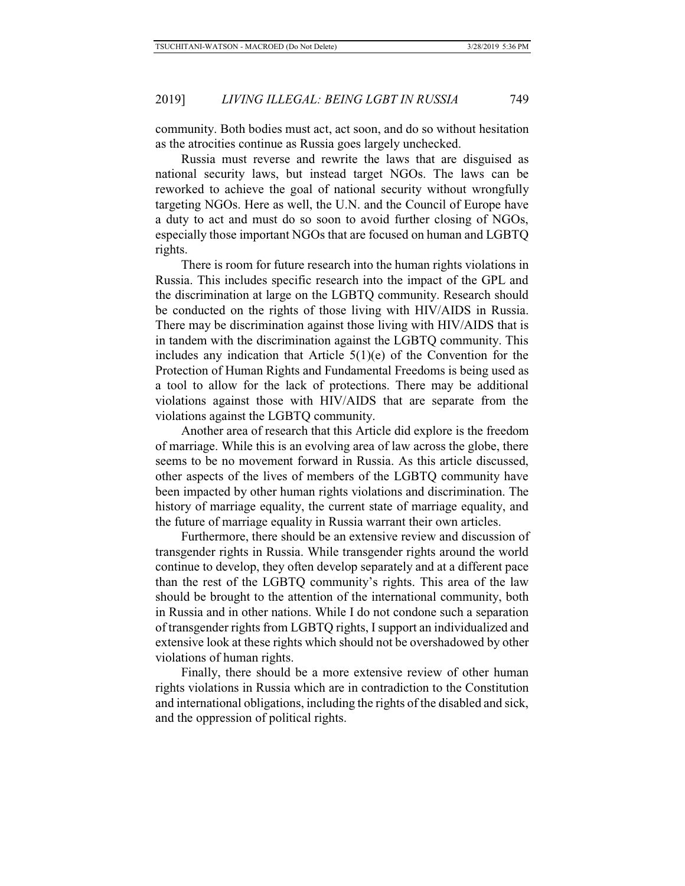community. Both bodies must act, act soon, and do so without hesitation as the atrocities continue as Russia goes largely unchecked.

Russia must reverse and rewrite the laws that are disguised as national security laws, but instead target NGOs. The laws can be reworked to achieve the goal of national security without wrongfully targeting NGOs. Here as well, the U.N. and the Council of Europe have a duty to act and must do so soon to avoid further closing of NGOs, especially those important NGOs that are focused on human and LGBTQ rights.

There is room for future research into the human rights violations in Russia. This includes specific research into the impact of the GPL and the discrimination at large on the LGBTQ community. Research should be conducted on the rights of those living with HIV/AIDS in Russia. There may be discrimination against those living with HIV/AIDS that is in tandem with the discrimination against the LGBTQ community. This includes any indication that Article 5(1)(e) of the Convention for the Protection of Human Rights and Fundamental Freedoms is being used as a tool to allow for the lack of protections. There may be additional violations against those with HIV/AIDS that are separate from the violations against the LGBTQ community.

Another area of research that this Article did explore is the freedom of marriage. While this is an evolving area of law across the globe, there seems to be no movement forward in Russia. As this article discussed, other aspects of the lives of members of the LGBTQ community have been impacted by other human rights violations and discrimination. The history of marriage equality, the current state of marriage equality, and the future of marriage equality in Russia warrant their own articles.

Furthermore, there should be an extensive review and discussion of transgender rights in Russia. While transgender rights around the world continue to develop, they often develop separately and at a different pace than the rest of the LGBTQ community's rights. This area of the law should be brought to the attention of the international community, both in Russia and in other nations. While I do not condone such a separation of transgender rights from LGBTQ rights, I support an individualized and extensive look at these rights which should not be overshadowed by other violations of human rights.

Finally, there should be a more extensive review of other human rights violations in Russia which are in contradiction to the Constitution and international obligations, including the rights of the disabled and sick, and the oppression of political rights.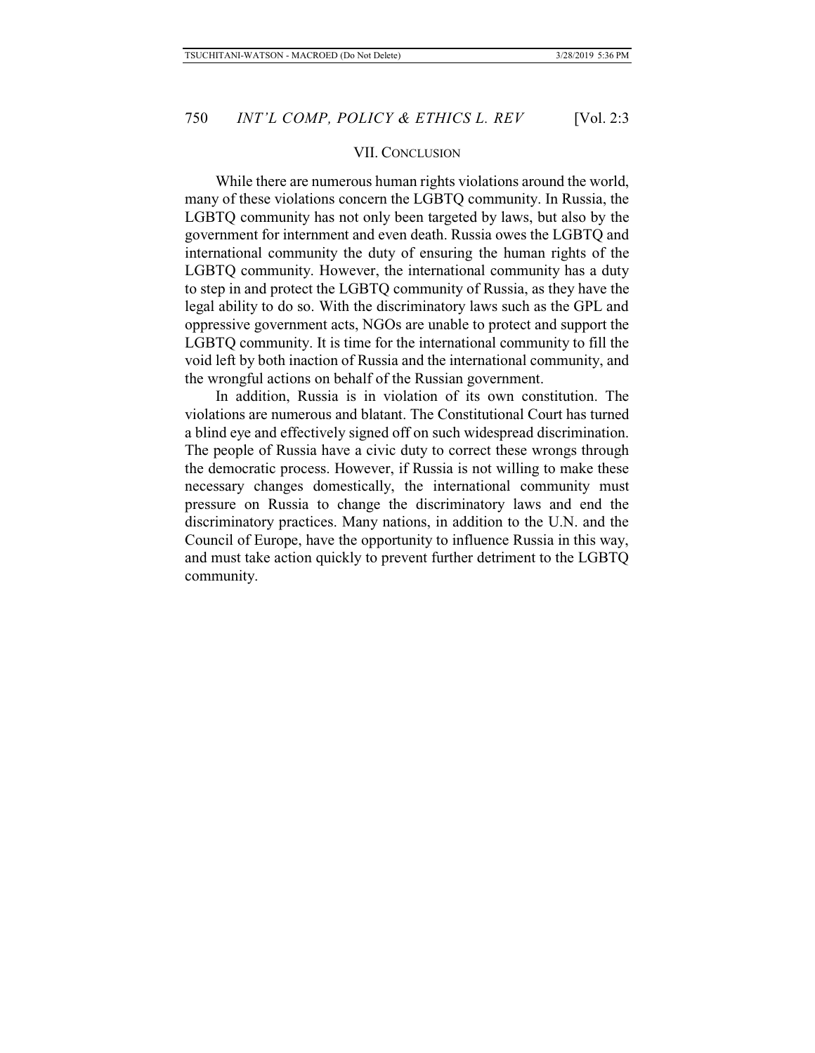## VII. CONCLUSION

While there are numerous human rights violations around the world, many of these violations concern the LGBTQ community. In Russia, the LGBTQ community has not only been targeted by laws, but also by the government for internment and even death. Russia owes the LGBTQ and international community the duty of ensuring the human rights of the LGBTQ community. However, the international community has a duty to step in and protect the LGBTQ community of Russia, as they have the legal ability to do so. With the discriminatory laws such as the GPL and oppressive government acts, NGOs are unable to protect and support the LGBTQ community. It is time for the international community to fill the void left by both inaction of Russia and the international community, and the wrongful actions on behalf of the Russian government.

In addition, Russia is in violation of its own constitution. The violations are numerous and blatant. The Constitutional Court has turned a blind eye and effectively signed off on such widespread discrimination. The people of Russia have a civic duty to correct these wrongs through the democratic process. However, if Russia is not willing to make these necessary changes domestically, the international community must pressure on Russia to change the discriminatory laws and end the discriminatory practices. Many nations, in addition to the U.N. and the Council of Europe, have the opportunity to influence Russia in this way, and must take action quickly to prevent further detriment to the LGBTQ community.